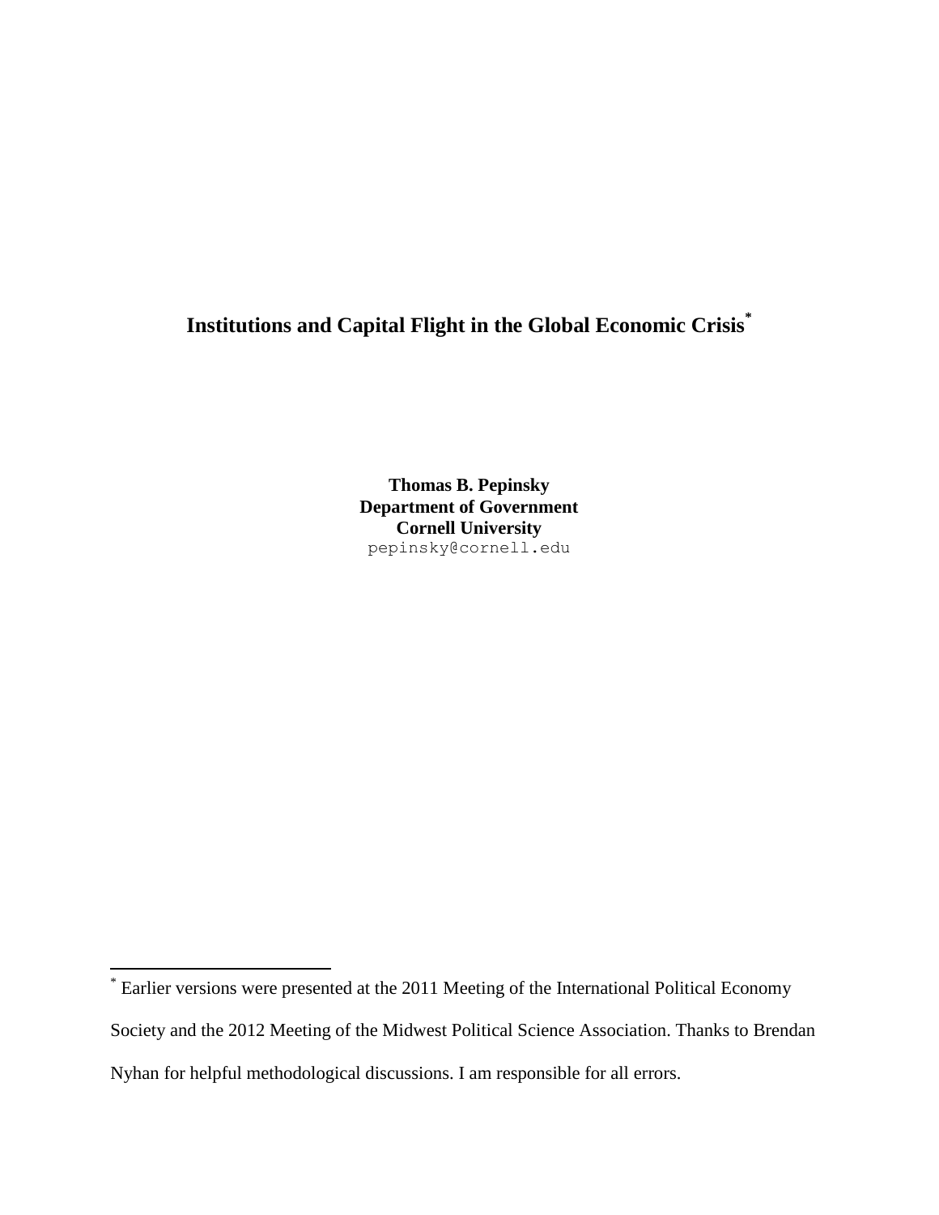# Institutions and Capital Flight in the Global Economic Crisis[*]

**Thomas B. Pepinsky**
**Department of Government**
**Cornell University**
pepinsky@cornell.edu

[*] Earlier versions were presented at the 2011 Meeting of the International Political Economy Society and the 2012 Meeting of the Midwest Political Science Association. Thanks to Brendan Nyhan for helpful methodological discussions. I am responsible for all errors.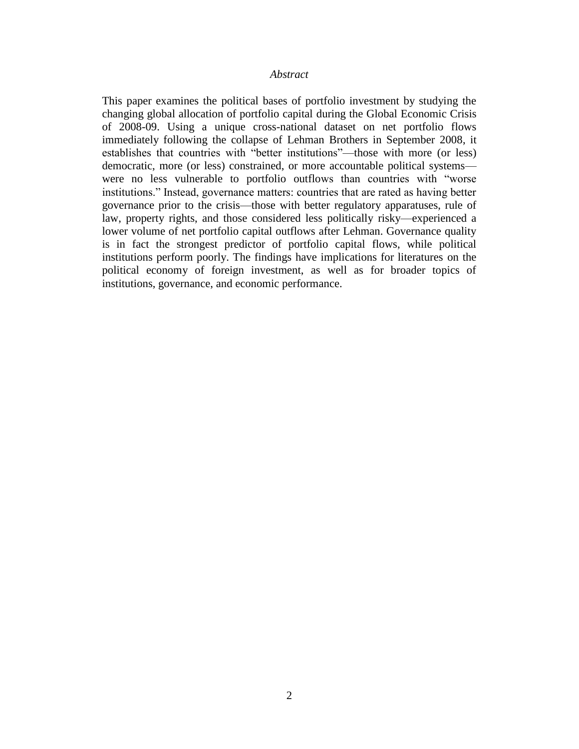*Abstract*

This paper examines the political bases of portfolio investment by studying the changing global allocation of portfolio capital during the Global Economic Crisis of 2008-09. Using a unique cross-national dataset on net portfolio flows immediately following the collapse of Lehman Brothers in September 2008, it establishes that countries with "better institutions"—those with more (or less) democratic, more (or less) constrained, or more accountable political systems—were no less vulnerable to portfolio outflows than countries with "worse institutions." Instead, governance matters: countries that are rated as having better governance prior to the crisis—those with better regulatory apparatuses, rule of law, property rights, and those considered less politically risky—experienced a lower volume of net portfolio capital outflows after Lehman. Governance quality is in fact the strongest predictor of portfolio capital flows, while political institutions perform poorly. The findings have implications for literatures on the political economy of foreign investment, as well as for broader topics of institutions, governance, and economic performance.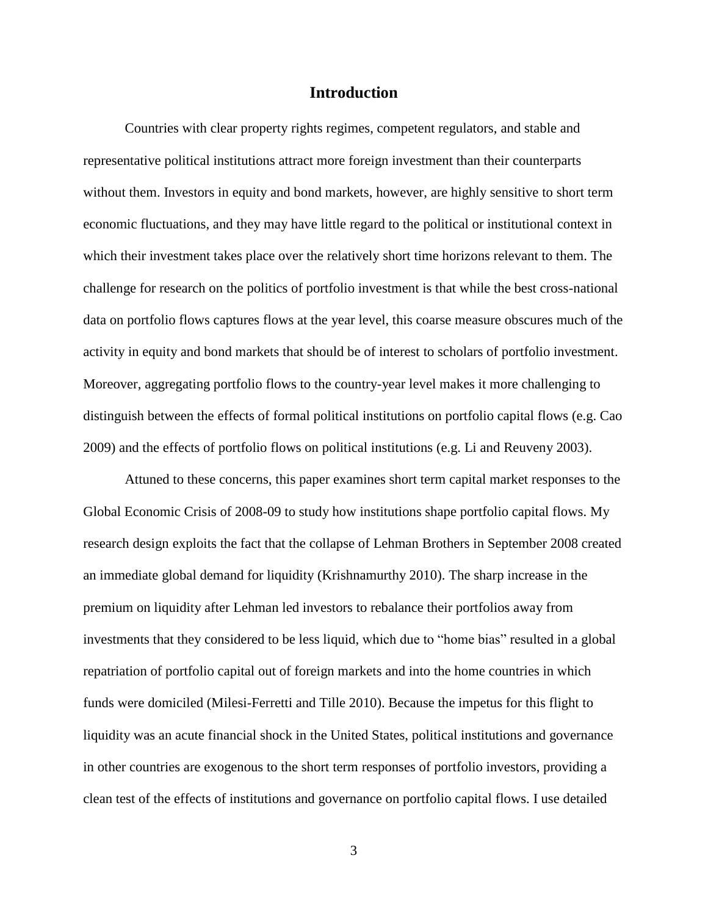# Introduction

Countries with clear property rights regimes, competent regulators, and stable and representative political institutions attract more foreign investment than their counterparts without them. Investors in equity and bond markets, however, are highly sensitive to short term economic fluctuations, and they may have little regard to the political or institutional context in which their investment takes place over the relatively short time horizons relevant to them. The challenge for research on the politics of portfolio investment is that while the best cross-national data on portfolio flows captures flows at the year level, this coarse measure obscures much of the activity in equity and bond markets that should be of interest to scholars of portfolio investment. Moreover, aggregating portfolio flows to the country-year level makes it more challenging to distinguish between the effects of formal political institutions on portfolio capital flows (e.g. Cao 2009) and the effects of portfolio flows on political institutions (e.g. Li and Reuveny 2003).

Attuned to these concerns, this paper examines short term capital market responses to the Global Economic Crisis of 2008-09 to study how institutions shape portfolio capital flows. My research design exploits the fact that the collapse of Lehman Brothers in September 2008 created an immediate global demand for liquidity (Krishnamurthy 2010). The sharp increase in the premium on liquidity after Lehman led investors to rebalance their portfolios away from investments that they considered to be less liquid, which due to "home bias" resulted in a global repatriation of portfolio capital out of foreign markets and into the home countries in which funds were domiciled (Milesi-Ferretti and Tille 2010). Because the impetus for this flight to liquidity was an acute financial shock in the United States, political institutions and governance in other countries are exogenous to the short term responses of portfolio investors, providing a clean test of the effects of institutions and governance on portfolio capital flows. I use detailed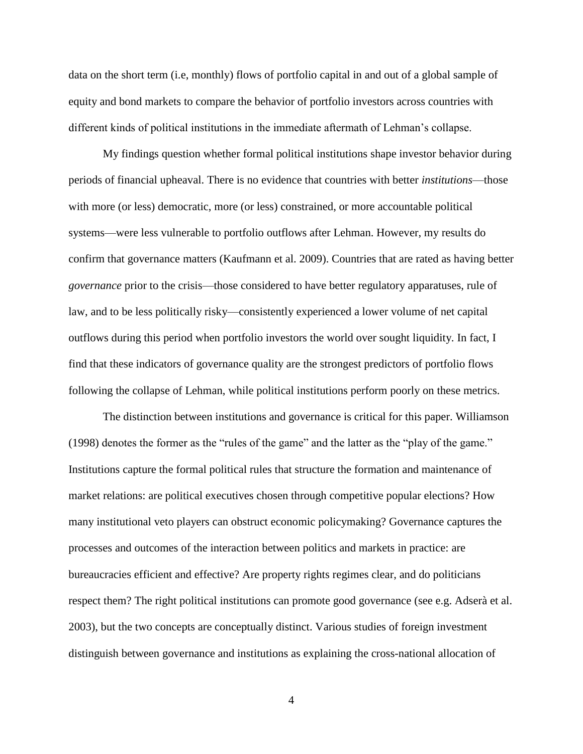data on the short term (i.e, monthly) flows of portfolio capital in and out of a global sample of equity and bond markets to compare the behavior of portfolio investors across countries with different kinds of political institutions in the immediate aftermath of Lehman's collapse.

My findings question whether formal political institutions shape investor behavior during periods of financial upheaval. There is no evidence that countries with better *institutions*—those with more (or less) democratic, more (or less) constrained, or more accountable political systems—were less vulnerable to portfolio outflows after Lehman. However, my results do confirm that governance matters (Kaufmann et al. 2009). Countries that are rated as having better *governance* prior to the crisis—those considered to have better regulatory apparatuses, rule of law, and to be less politically risky—consistently experienced a lower volume of net capital outflows during this period when portfolio investors the world over sought liquidity. In fact, I find that these indicators of governance quality are the strongest predictors of portfolio flows following the collapse of Lehman, while political institutions perform poorly on these metrics.

The distinction between institutions and governance is critical for this paper. Williamson (1998) denotes the former as the "rules of the game" and the latter as the "play of the game." Institutions capture the formal political rules that structure the formation and maintenance of market relations: are political executives chosen through competitive popular elections? How many institutional veto players can obstruct economic policymaking? Governance captures the processes and outcomes of the interaction between politics and markets in practice: are bureaucracies efficient and effective? Are property rights regimes clear, and do politicians respect them? The right political institutions can promote good governance (see e.g. Adserà et al. 2003), but the two concepts are conceptually distinct. Various studies of foreign investment distinguish between governance and institutions as explaining the cross-national allocation of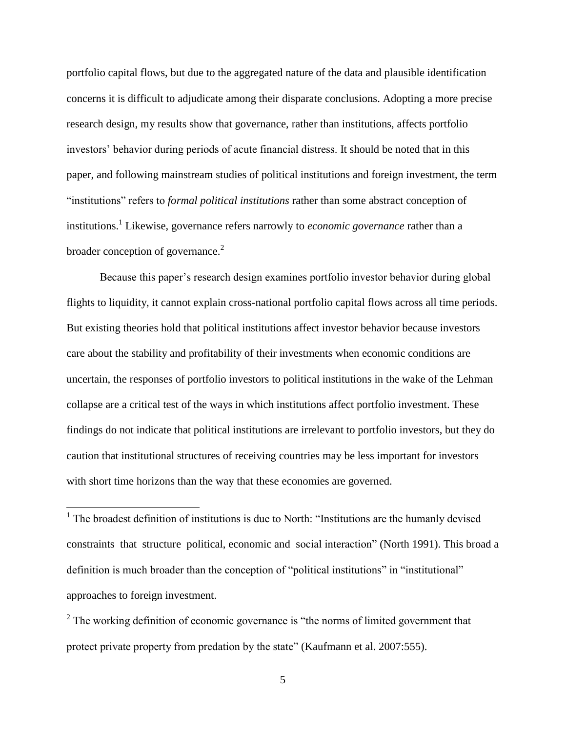portfolio capital flows, but due to the aggregated nature of the data and plausible identification concerns it is difficult to adjudicate among their disparate conclusions. Adopting a more precise research design, my results show that governance, rather than institutions, affects portfolio investors' behavior during periods of acute financial distress. It should be noted that in this paper, and following mainstream studies of political institutions and foreign investment, the term "institutions" refers to *formal political institutions* rather than some abstract conception of institutions.[1] Likewise, governance refers narrowly to *economic governance* rather than a broader conception of governance.[2]

Because this paper's research design examines portfolio investor behavior during global flights to liquidity, it cannot explain cross-national portfolio capital flows across all time periods. But existing theories hold that political institutions affect investor behavior because investors care about the stability and profitability of their investments when economic conditions are uncertain, the responses of portfolio investors to political institutions in the wake of the Lehman collapse are a critical test of the ways in which institutions affect portfolio investment. These findings do not indicate that political institutions are irrelevant to portfolio investors, but they do caution that institutional structures of receiving countries may be less important for investors with short time horizons than the way that these economies are governed.

---

[1] The broadest definition of institutions is due to North: "Institutions are the humanly devised constraints that structure political, economic and social interaction" (North 1991). This broad a definition is much broader than the conception of "political institutions" in "institutional" approaches to foreign investment.

[2] The working definition of economic governance is "the norms of limited government that protect private property from predation by the state" (Kaufmann et al. 2007:555).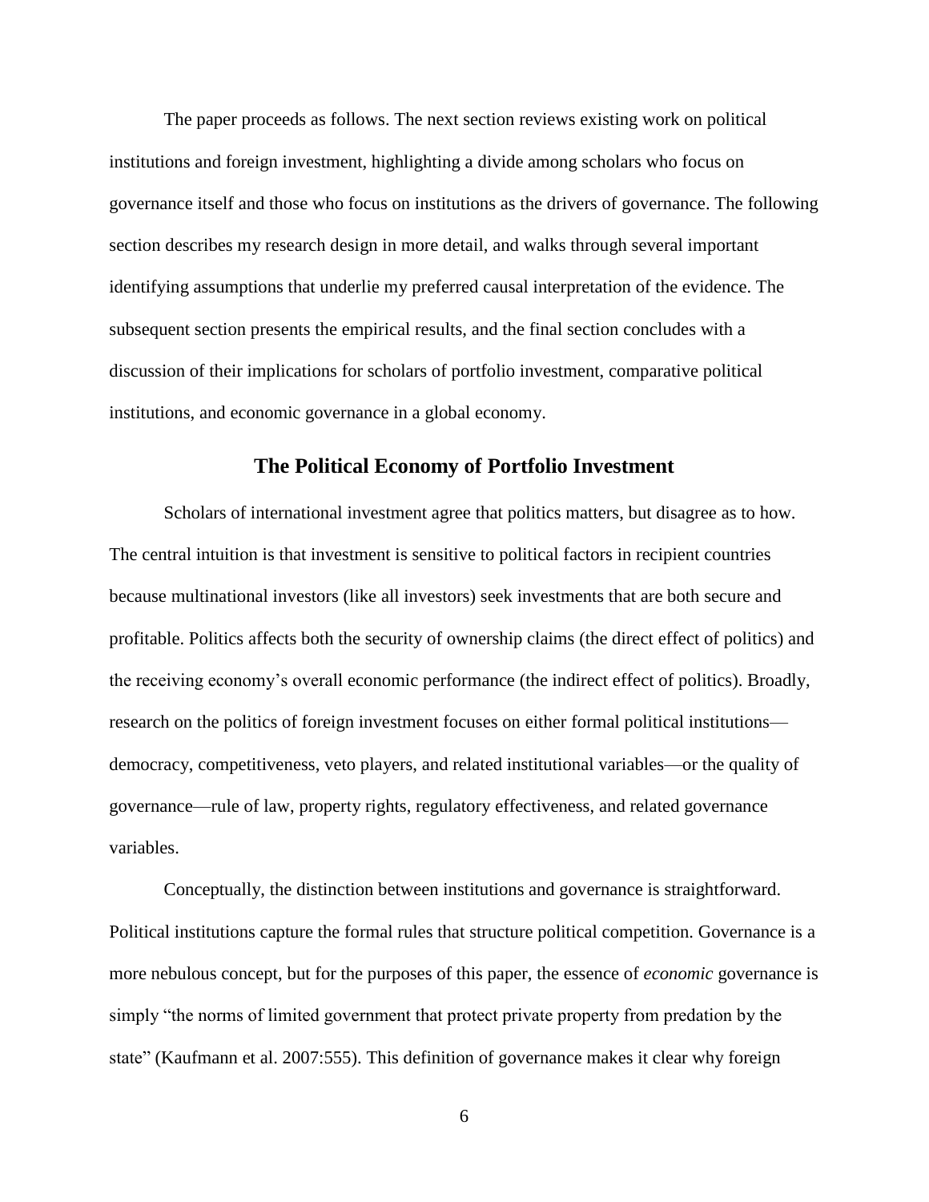The paper proceeds as follows. The next section reviews existing work on political institutions and foreign investment, highlighting a divide among scholars who focus on governance itself and those who focus on institutions as the drivers of governance. The following section describes my research design in more detail, and walks through several important identifying assumptions that underlie my preferred causal interpretation of the evidence. The subsequent section presents the empirical results, and the final section concludes with a discussion of their implications for scholars of portfolio investment, comparative political institutions, and economic governance in a global economy.

## The Political Economy of Portfolio Investment

Scholars of international investment agree that politics matters, but disagree as to how. The central intuition is that investment is sensitive to political factors in recipient countries because multinational investors (like all investors) seek investments that are both secure and profitable. Politics affects both the security of ownership claims (the direct effect of politics) and the receiving economy's overall economic performance (the indirect effect of politics). Broadly, research on the politics of foreign investment focuses on either formal political institutions—democracy, competitiveness, veto players, and related institutional variables—or the quality of governance—rule of law, property rights, regulatory effectiveness, and related governance variables.

Conceptually, the distinction between institutions and governance is straightforward. Political institutions capture the formal rules that structure political competition. Governance is a more nebulous concept, but for the purposes of this paper, the essence of *economic* governance is simply "the norms of limited government that protect private property from predation by the state" (Kaufmann et al. 2007:555). This definition of governance makes it clear why foreign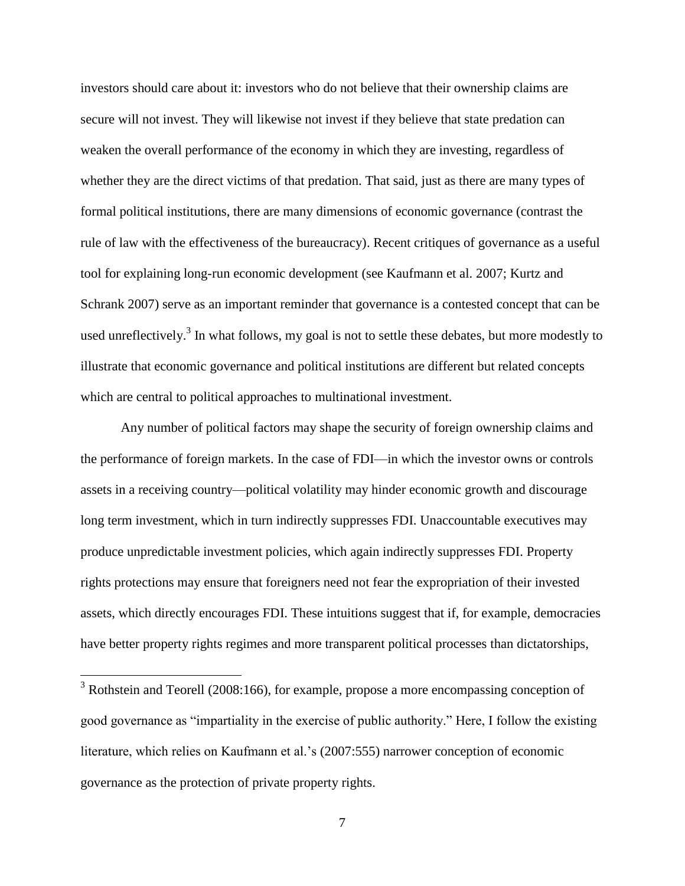investors should care about it: investors who do not believe that their ownership claims are secure will not invest. They will likewise not invest if they believe that state predation can weaken the overall performance of the economy in which they are investing, regardless of whether they are the direct victims of that predation. That said, just as there are many types of formal political institutions, there are many dimensions of economic governance (contrast the rule of law with the effectiveness of the bureaucracy). Recent critiques of governance as a useful tool for explaining long-run economic development (see Kaufmann et al. 2007; Kurtz and Schrank 2007) serve as an important reminder that governance is a contested concept that can be used unreflectively.[3] In what follows, my goal is not to settle these debates, but more modestly to illustrate that economic governance and political institutions are different but related concepts which are central to political approaches to multinational investment.

Any number of political factors may shape the security of foreign ownership claims and the performance of foreign markets. In the case of FDI—in which the investor owns or controls assets in a receiving country—political volatility may hinder economic growth and discourage long term investment, which in turn indirectly suppresses FDI. Unaccountable executives may produce unpredictable investment policies, which again indirectly suppresses FDI. Property rights protections may ensure that foreigners need not fear the expropriation of their invested assets, which directly encourages FDI. These intuitions suggest that if, for example, democracies have better property rights regimes and more transparent political processes than dictatorships,

[3] Rothstein and Teorell (2008:166), for example, propose a more encompassing conception of good governance as "impartiality in the exercise of public authority." Here, I follow the existing literature, which relies on Kaufmann et al.'s (2007:555) narrower conception of economic governance as the protection of private property rights.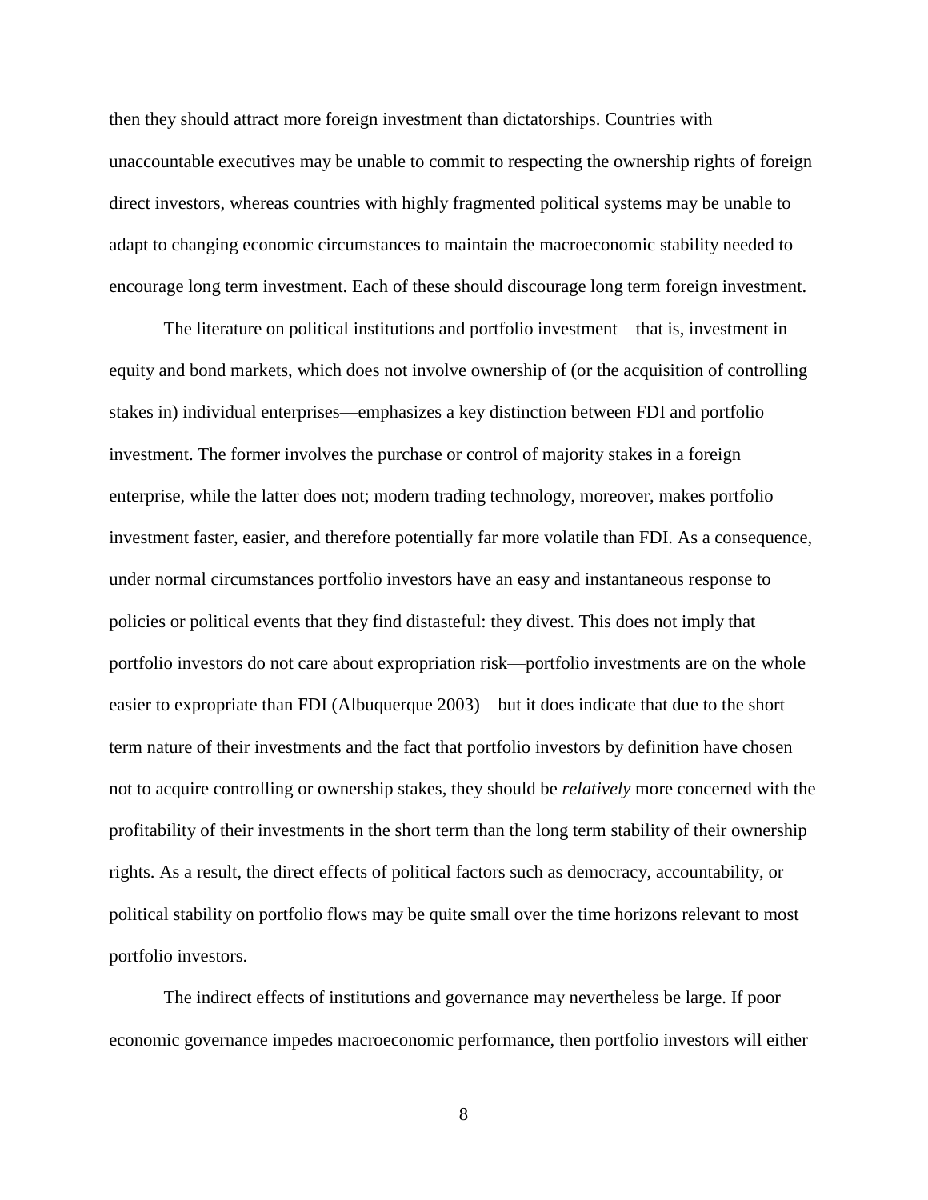then they should attract more foreign investment than dictatorships. Countries with unaccountable executives may be unable to commit to respecting the ownership rights of foreign direct investors, whereas countries with highly fragmented political systems may be unable to adapt to changing economic circumstances to maintain the macroeconomic stability needed to encourage long term investment. Each of these should discourage long term foreign investment.

The literature on political institutions and portfolio investment—that is, investment in equity and bond markets, which does not involve ownership of (or the acquisition of controlling stakes in) individual enterprises—emphasizes a key distinction between FDI and portfolio investment. The former involves the purchase or control of majority stakes in a foreign enterprise, while the latter does not; modern trading technology, moreover, makes portfolio investment faster, easier, and therefore potentially far more volatile than FDI. As a consequence, under normal circumstances portfolio investors have an easy and instantaneous response to policies or political events that they find distasteful: they divest. This does not imply that portfolio investors do not care about expropriation risk—portfolio investments are on the whole easier to expropriate than FDI (Albuquerque 2003)—but it does indicate that due to the short term nature of their investments and the fact that portfolio investors by definition have chosen not to acquire controlling or ownership stakes, they should be *relatively* more concerned with the profitability of their investments in the short term than the long term stability of their ownership rights. As a result, the direct effects of political factors such as democracy, accountability, or political stability on portfolio flows may be quite small over the time horizons relevant to most portfolio investors.

The indirect effects of institutions and governance may nevertheless be large. If poor economic governance impedes macroeconomic performance, then portfolio investors will either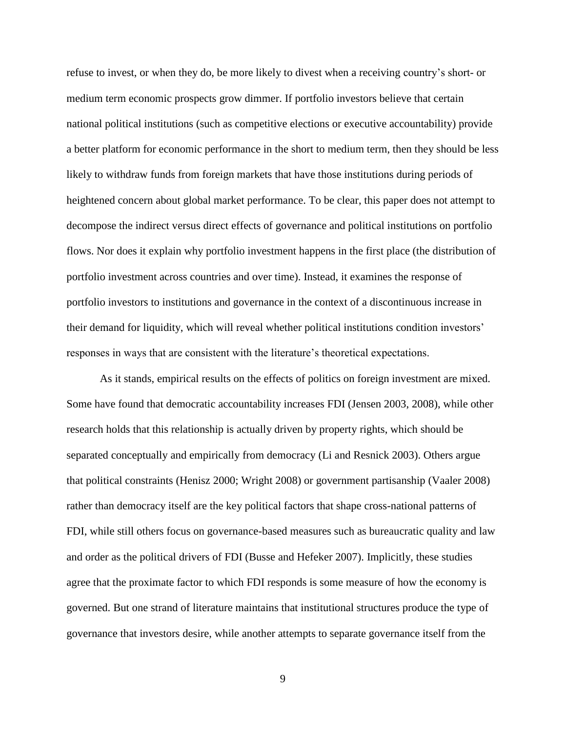refuse to invest, or when they do, be more likely to divest when a receiving country's short- or medium term economic prospects grow dimmer. If portfolio investors believe that certain national political institutions (such as competitive elections or executive accountability) provide a better platform for economic performance in the short to medium term, then they should be less likely to withdraw funds from foreign markets that have those institutions during periods of heightened concern about global market performance. To be clear, this paper does not attempt to decompose the indirect versus direct effects of governance and political institutions on portfolio flows. Nor does it explain why portfolio investment happens in the first place (the distribution of portfolio investment across countries and over time). Instead, it examines the response of portfolio investors to institutions and governance in the context of a discontinuous increase in their demand for liquidity, which will reveal whether political institutions condition investors' responses in ways that are consistent with the literature's theoretical expectations.

As it stands, empirical results on the effects of politics on foreign investment are mixed. Some have found that democratic accountability increases FDI (Jensen 2003, 2008), while other research holds that this relationship is actually driven by property rights, which should be separated conceptually and empirically from democracy (Li and Resnick 2003). Others argue that political constraints (Henisz 2000; Wright 2008) or government partisanship (Vaaler 2008) rather than democracy itself are the key political factors that shape cross-national patterns of FDI, while still others focus on governance-based measures such as bureaucratic quality and law and order as the political drivers of FDI (Busse and Hefeker 2007). Implicitly, these studies agree that the proximate factor to which FDI responds is some measure of how the economy is governed. But one strand of literature maintains that institutional structures produce the type of governance that investors desire, while another attempts to separate governance itself from the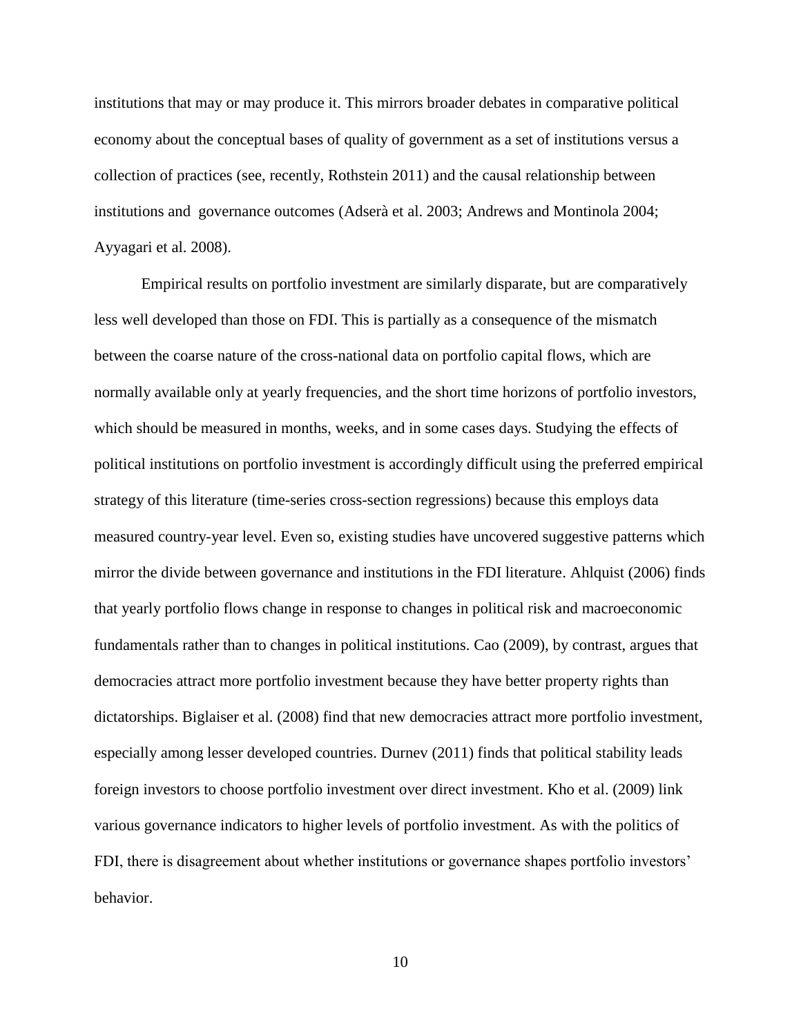institutions that may or may produce it. This mirrors broader debates in comparative political economy about the conceptual bases of quality of government as a set of institutions versus a collection of practices (see, recently, Rothstein 2011) and the causal relationship between institutions and governance outcomes (Adserà et al. 2003; Andrews and Montinola 2004; Ayyagari et al. 2008).

Empirical results on portfolio investment are similarly disparate, but are comparatively less well developed than those on FDI. This is partially as a consequence of the mismatch between the coarse nature of the cross-national data on portfolio capital flows, which are normally available only at yearly frequencies, and the short time horizons of portfolio investors, which should be measured in months, weeks, and in some cases days. Studying the effects of political institutions on portfolio investment is accordingly difficult using the preferred empirical strategy of this literature (time-series cross-section regressions) because this employs data measured country-year level. Even so, existing studies have uncovered suggestive patterns which mirror the divide between governance and institutions in the FDI literature. Ahlquist (2006) finds that yearly portfolio flows change in response to changes in political risk and macroeconomic fundamentals rather than to changes in political institutions. Cao (2009), by contrast, argues that democracies attract more portfolio investment because they have better property rights than dictatorships. Biglaiser et al. (2008) find that new democracies attract more portfolio investment, especially among lesser developed countries. Durnev (2011) finds that political stability leads foreign investors to choose portfolio investment over direct investment. Kho et al. (2009) link various governance indicators to higher levels of portfolio investment. As with the politics of FDI, there is disagreement about whether institutions or governance shapes portfolio investors' behavior.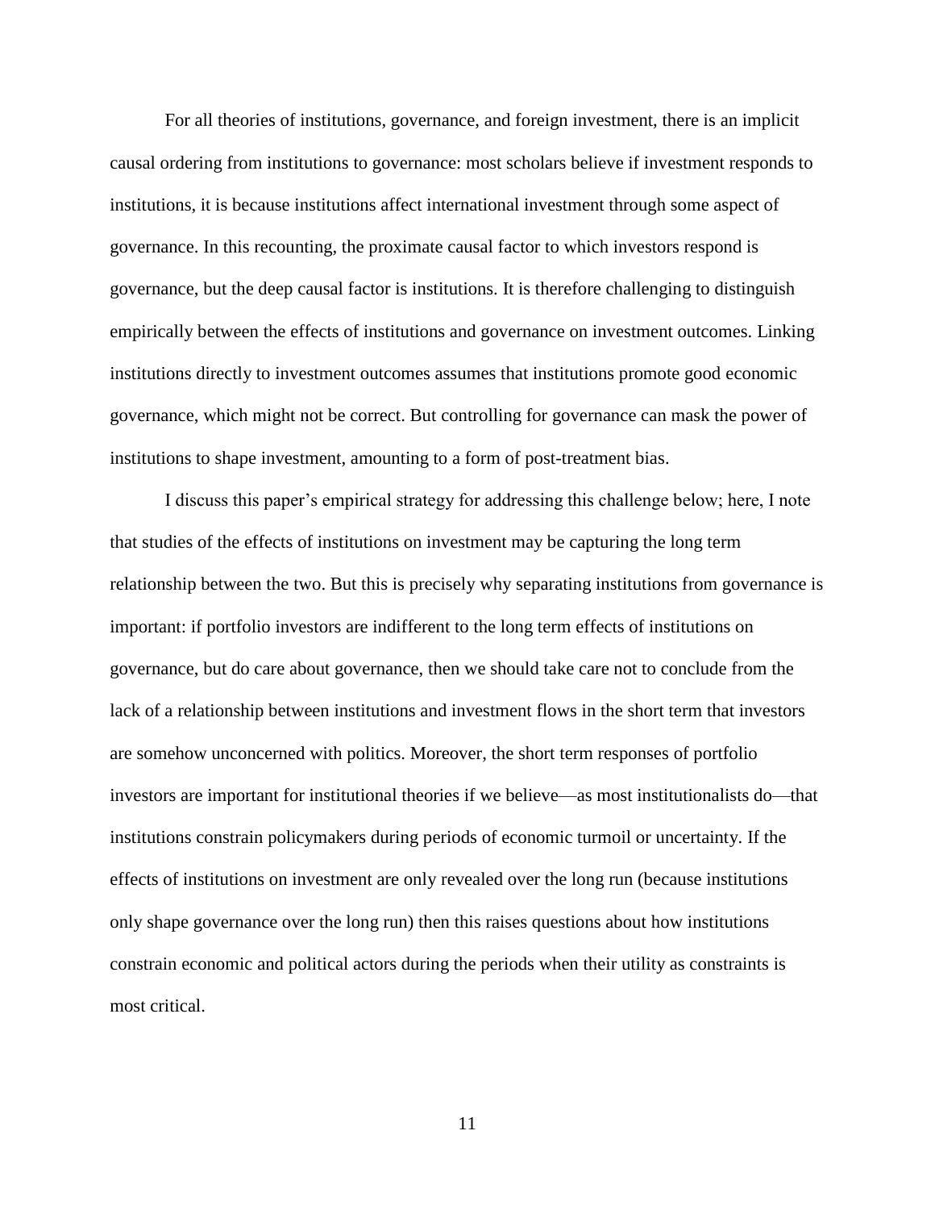For all theories of institutions, governance, and foreign investment, there is an implicit causal ordering from institutions to governance: most scholars believe if investment responds to institutions, it is because institutions affect international investment through some aspect of governance. In this recounting, the proximate causal factor to which investors respond is governance, but the deep causal factor is institutions. It is therefore challenging to distinguish empirically between the effects of institutions and governance on investment outcomes. Linking institutions directly to investment outcomes assumes that institutions promote good economic governance, which might not be correct. But controlling for governance can mask the power of institutions to shape investment, amounting to a form of post-treatment bias.

I discuss this paper's empirical strategy for addressing this challenge below; here, I note that studies of the effects of institutions on investment may be capturing the long term relationship between the two. But this is precisely why separating institutions from governance is important: if portfolio investors are indifferent to the long term effects of institutions on governance, but do care about governance, then we should take care not to conclude from the lack of a relationship between institutions and investment flows in the short term that investors are somehow unconcerned with politics. Moreover, the short term responses of portfolio investors are important for institutional theories if we believe—as most institutionalists do—that institutions constrain policymakers during periods of economic turmoil or uncertainty. If the effects of institutions on investment are only revealed over the long run (because institutions only shape governance over the long run) then this raises questions about how institutions constrain economic and political actors during the periods when their utility as constraints is most critical.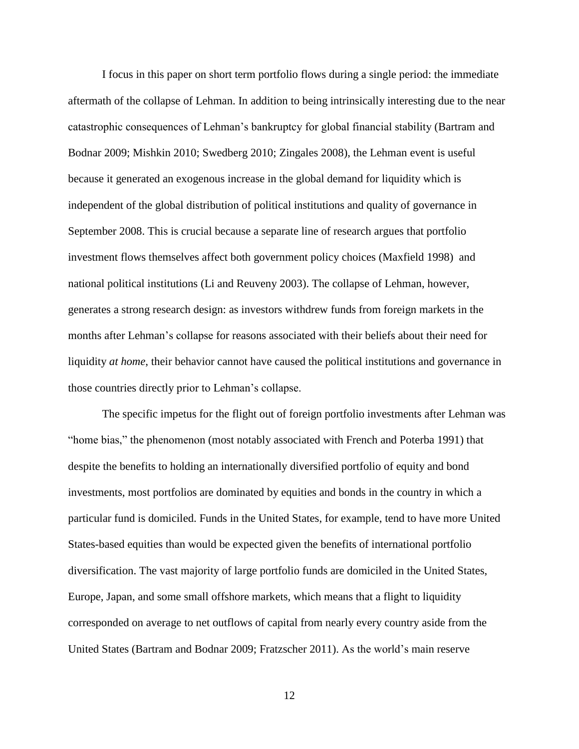I focus in this paper on short term portfolio flows during a single period: the immediate aftermath of the collapse of Lehman. In addition to being intrinsically interesting due to the near catastrophic consequences of Lehman's bankruptcy for global financial stability (Bartram and Bodnar 2009; Mishkin 2010; Swedberg 2010; Zingales 2008), the Lehman event is useful because it generated an exogenous increase in the global demand for liquidity which is independent of the global distribution of political institutions and quality of governance in September 2008. This is crucial because a separate line of research argues that portfolio investment flows themselves affect both government policy choices (Maxfield 1998) and national political institutions (Li and Reuveny 2003). The collapse of Lehman, however, generates a strong research design: as investors withdrew funds from foreign markets in the months after Lehman's collapse for reasons associated with their beliefs about their need for liquidity *at home*, their behavior cannot have caused the political institutions and governance in those countries directly prior to Lehman's collapse.

The specific impetus for the flight out of foreign portfolio investments after Lehman was "home bias," the phenomenon (most notably associated with French and Poterba 1991) that despite the benefits to holding an internationally diversified portfolio of equity and bond investments, most portfolios are dominated by equities and bonds in the country in which a particular fund is domiciled. Funds in the United States, for example, tend to have more United States-based equities than would be expected given the benefits of international portfolio diversification. The vast majority of large portfolio funds are domiciled in the United States, Europe, Japan, and some small offshore markets, which means that a flight to liquidity corresponded on average to net outflows of capital from nearly every country aside from the United States (Bartram and Bodnar 2009; Fratzscher 2011). As the world's main reserve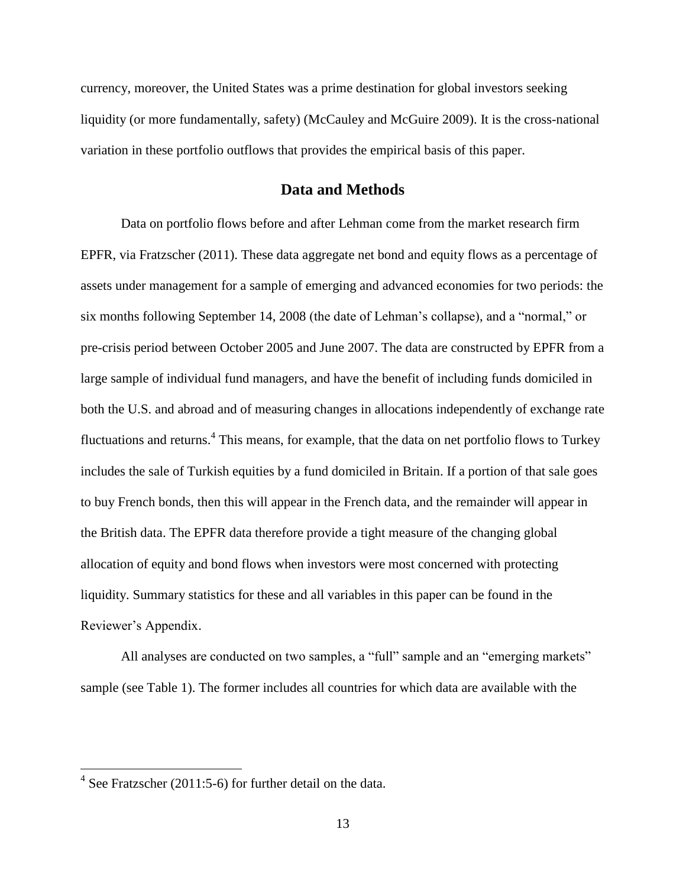currency, moreover, the United States was a prime destination for global investors seeking liquidity (or more fundamentally, safety) (McCauley and McGuire 2009). It is the cross-national variation in these portfolio outflows that provides the empirical basis of this paper.

## Data and Methods

Data on portfolio flows before and after Lehman come from the market research firm EPFR, via Fratzscher (2011). These data aggregate net bond and equity flows as a percentage of assets under management for a sample of emerging and advanced economies for two periods: the six months following September 14, 2008 (the date of Lehman's collapse), and a "normal," or pre-crisis period between October 2005 and June 2007. The data are constructed by EPFR from a large sample of individual fund managers, and have the benefit of including funds domiciled in both the U.S. and abroad and of measuring changes in allocations independently of exchange rate fluctuations and returns.[4] This means, for example, that the data on net portfolio flows to Turkey includes the sale of Turkish equities by a fund domiciled in Britain. If a portion of that sale goes to buy French bonds, then this will appear in the French data, and the remainder will appear in the British data. The EPFR data therefore provide a tight measure of the changing global allocation of equity and bond flows when investors were most concerned with protecting liquidity. Summary statistics for these and all variables in this paper can be found in the Reviewer's Appendix.

All analyses are conducted on two samples, a "full" sample and an "emerging markets" sample (see Table 1). The former includes all countries for which data are available with the

[4] See Fratzscher (2011:5-6) for further detail on the data.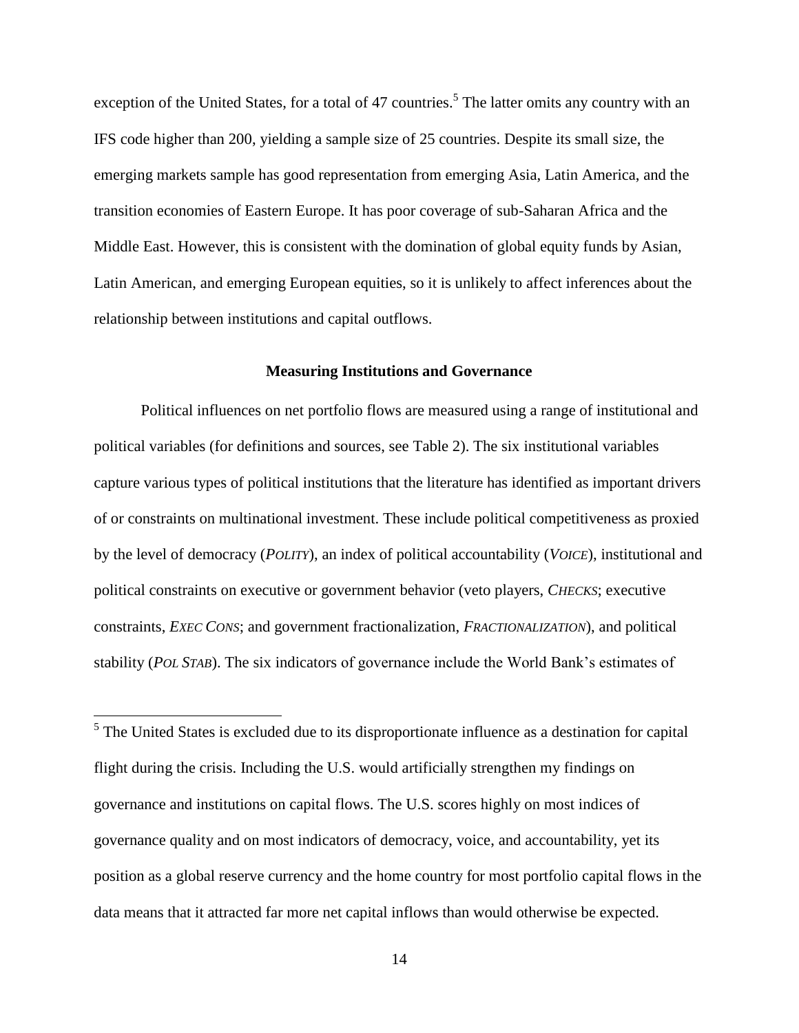exception of the United States, for a total of 47 countries.[5] The latter omits any country with an IFS code higher than 200, yielding a sample size of 25 countries. Despite its small size, the emerging markets sample has good representation from emerging Asia, Latin America, and the transition economies of Eastern Europe. It has poor coverage of sub-Saharan Africa and the Middle East. However, this is consistent with the domination of global equity funds by Asian, Latin American, and emerging European equities, so it is unlikely to affect inferences about the relationship between institutions and capital outflows.

### Measuring Institutions and Governance

Political influences on net portfolio flows are measured using a range of institutional and political variables (for definitions and sources, see Table 2). The six institutional variables capture various types of political institutions that the literature has identified as important drivers of or constraints on multinational investment. These include political competitiveness as proxied by the level of democracy (*POLITY*), an index of political accountability (*VOICE*), institutional and political constraints on executive or government behavior (veto players, *CHECKS*; executive constraints, *EXEC CONS*; and government fractionalization, *FRACTIONALIZATION*), and political stability (*POL STAB*). The six indicators of governance include the World Bank's estimates of

[5] The United States is excluded due to its disproportionate influence as a destination for capital flight during the crisis. Including the U.S. would artificially strengthen my findings on governance and institutions on capital flows. The U.S. scores highly on most indices of governance quality and on most indicators of democracy, voice, and accountability, yet its position as a global reserve currency and the home country for most portfolio capital flows in the data means that it attracted far more net capital inflows than would otherwise be expected.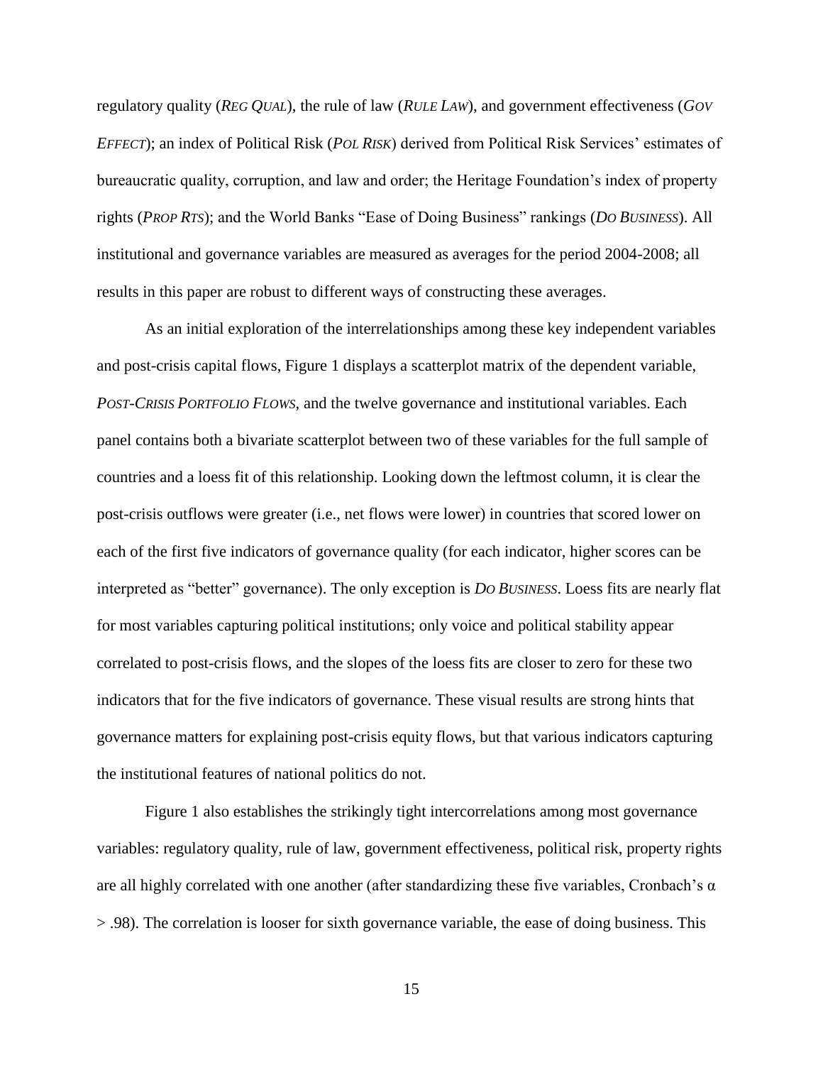regulatory quality (*REG QUAL*), the rule of law (*RULE LAW*), and government effectiveness (*GOV EFFECT*); an index of Political Risk (*POL RISK*) derived from Political Risk Services' estimates of bureaucratic quality, corruption, and law and order; the Heritage Foundation's index of property rights (*PROP RTS*); and the World Banks "Ease of Doing Business" rankings (*DO BUSINESS*). All institutional and governance variables are measured as averages for the period 2004-2008; all results in this paper are robust to different ways of constructing these averages.

As an initial exploration of the interrelationships among these key independent variables and post-crisis capital flows, Figure 1 displays a scatterplot matrix of the dependent variable, *POST-CRISIS PORTFOLIO FLOWS*, and the twelve governance and institutional variables. Each panel contains both a bivariate scatterplot between two of these variables for the full sample of countries and a loess fit of this relationship. Looking down the leftmost column, it is clear the post-crisis outflows were greater (i.e., net flows were lower) in countries that scored lower on each of the first five indicators of governance quality (for each indicator, higher scores can be interpreted as "better" governance). The only exception is *DO BUSINESS*. Loess fits are nearly flat for most variables capturing political institutions; only voice and political stability appear correlated to post-crisis flows, and the slopes of the loess fits are closer to zero for these two indicators that for the five indicators of governance. These visual results are strong hints that governance matters for explaining post-crisis equity flows, but that various indicators capturing the institutional features of national politics do not.

Figure 1 also establishes the strikingly tight intercorrelations among most governance variables: regulatory quality, rule of law, government effectiveness, political risk, property rights are all highly correlated with one another (after standardizing these five variables, Cronbach's $\alpha > .98$). The correlation is looser for sixth governance variable, the ease of doing business. This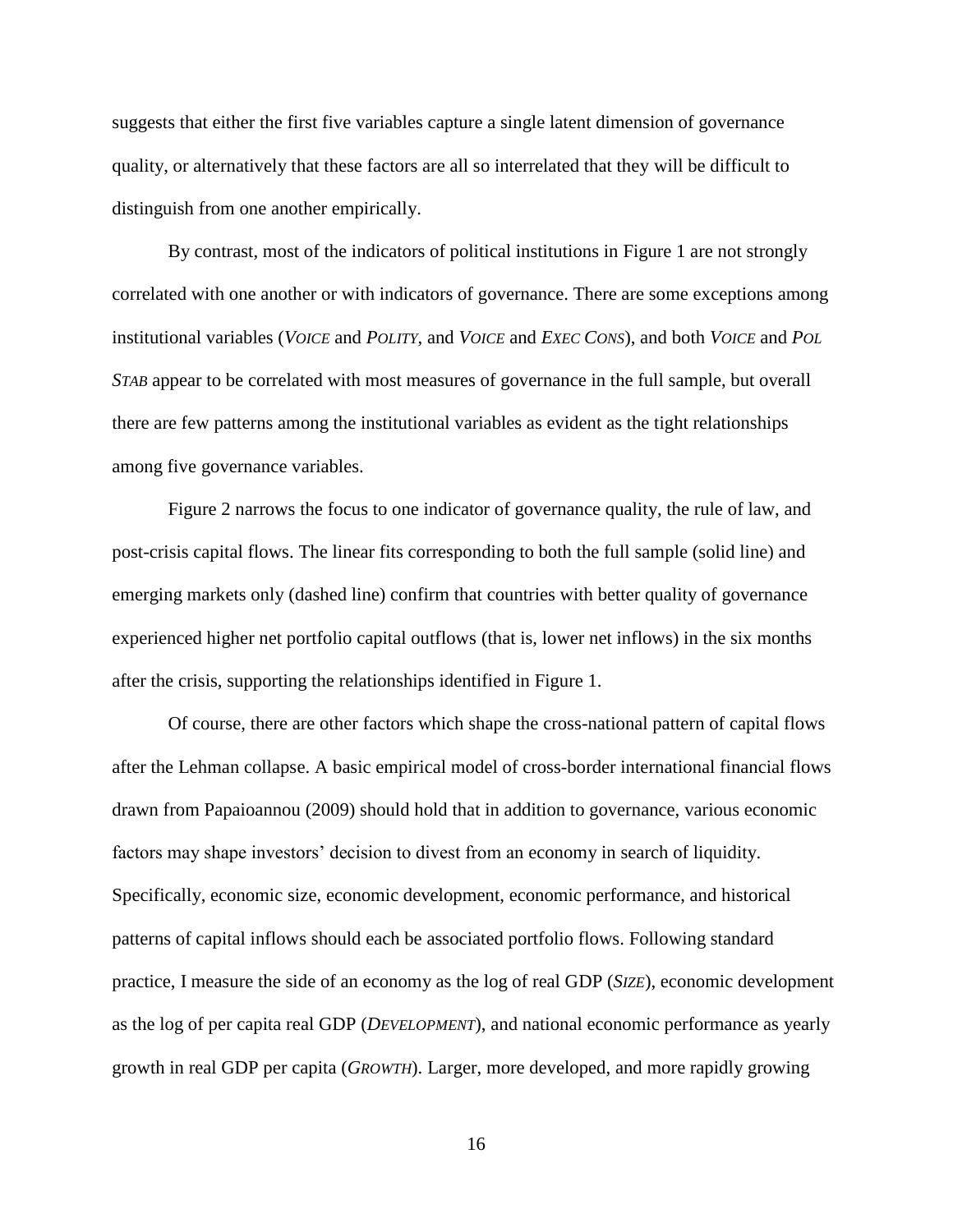suggests that either the first five variables capture a single latent dimension of governance quality, or alternatively that these factors are all so interrelated that they will be difficult to distinguish from one another empirically.

By contrast, most of the indicators of political institutions in Figure 1 are not strongly correlated with one another or with indicators of governance. There are some exceptions among institutional variables (*VOICE* and *POLITY*, and *VOICE* and *EXEC CONS*), and both *VOICE* and *POL STAB* appear to be correlated with most measures of governance in the full sample, but overall there are few patterns among the institutional variables as evident as the tight relationships among five governance variables.

Figure 2 narrows the focus to one indicator of governance quality, the rule of law, and post-crisis capital flows. The linear fits corresponding to both the full sample (solid line) and emerging markets only (dashed line) confirm that countries with better quality of governance experienced higher net portfolio capital outflows (that is, lower net inflows) in the six months after the crisis, supporting the relationships identified in Figure 1.

Of course, there are other factors which shape the cross-national pattern of capital flows after the Lehman collapse. A basic empirical model of cross-border international financial flows drawn from Papaioannou (2009) should hold that in addition to governance, various economic factors may shape investors' decision to divest from an economy in search of liquidity. Specifically, economic size, economic development, economic performance, and historical patterns of capital inflows should each be associated portfolio flows. Following standard practice, I measure the side of an economy as the log of real GDP (*SIZE*), economic development as the log of per capita real GDP (*DEVELOPMENT*), and national economic performance as yearly growth in real GDP per capita (*GROWTH*). Larger, more developed, and more rapidly growing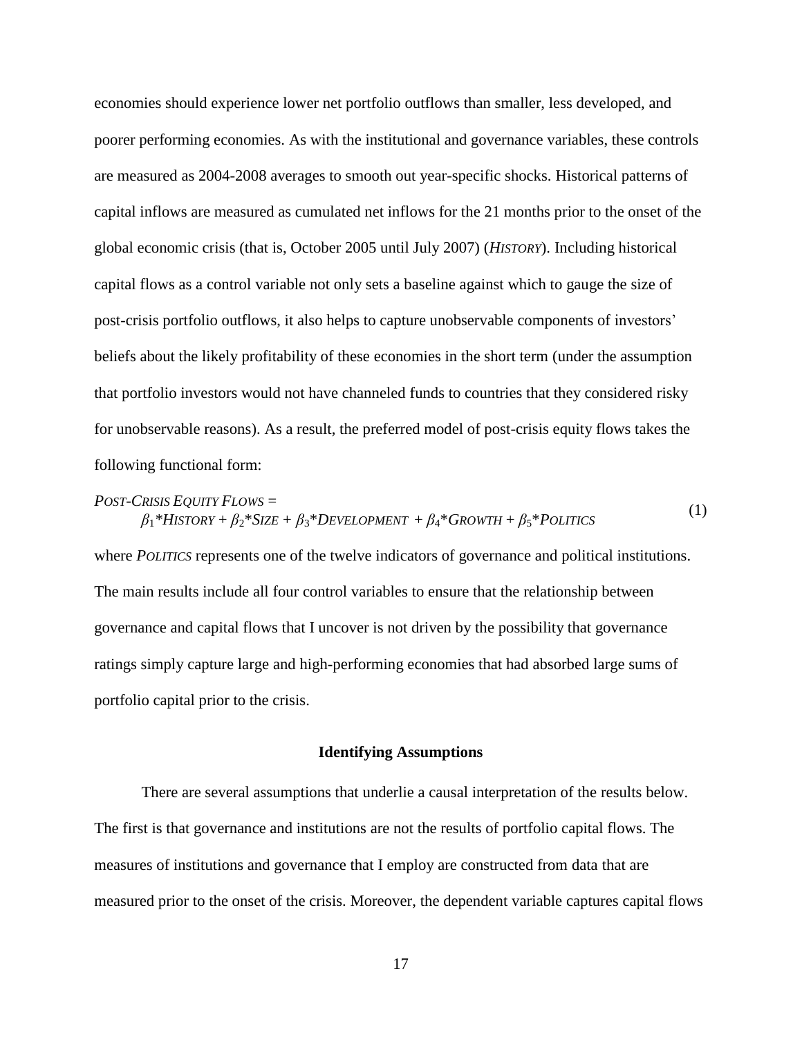economies should experience lower net portfolio outflows than smaller, less developed, and poorer performing economies. As with the institutional and governance variables, these controls are measured as 2004-2008 averages to smooth out year-specific shocks. Historical patterns of capital inflows are measured as cumulated net inflows for the 21 months prior to the onset of the global economic crisis (that is, October 2005 until July 2007) (*HISTORY*). Including historical capital flows as a control variable not only sets a baseline against which to gauge the size of post-crisis portfolio outflows, it also helps to capture unobservable components of investors' beliefs about the likely profitability of these economies in the short term (under the assumption that portfolio investors would not have channeled funds to countries that they considered risky for unobservable reasons). As a result, the preferred model of post-crisis equity flows takes the following functional form:

$$\textit{POST-CRISIS EQUITY FLOWS} = \beta_1 * \textit{HISTORY} + \beta_2 * \textit{SIZE} + \beta_3 * \textit{DEVELOPMENT} + \beta_4 * \textit{GROWTH} + \beta_5 * \textit{POLITICS} \tag{1}$$

where *POLITICS* represents one of the twelve indicators of governance and political institutions. The main results include all four control variables to ensure that the relationship between governance and capital flows that I uncover is not driven by the possibility that governance ratings simply capture large and high-performing economies that had absorbed large sums of portfolio capital prior to the crisis.

### Identifying Assumptions

There are several assumptions that underlie a causal interpretation of the results below. The first is that governance and institutions are not the results of portfolio capital flows. The measures of institutions and governance that I employ are constructed from data that are measured prior to the onset of the crisis. Moreover, the dependent variable captures capital flows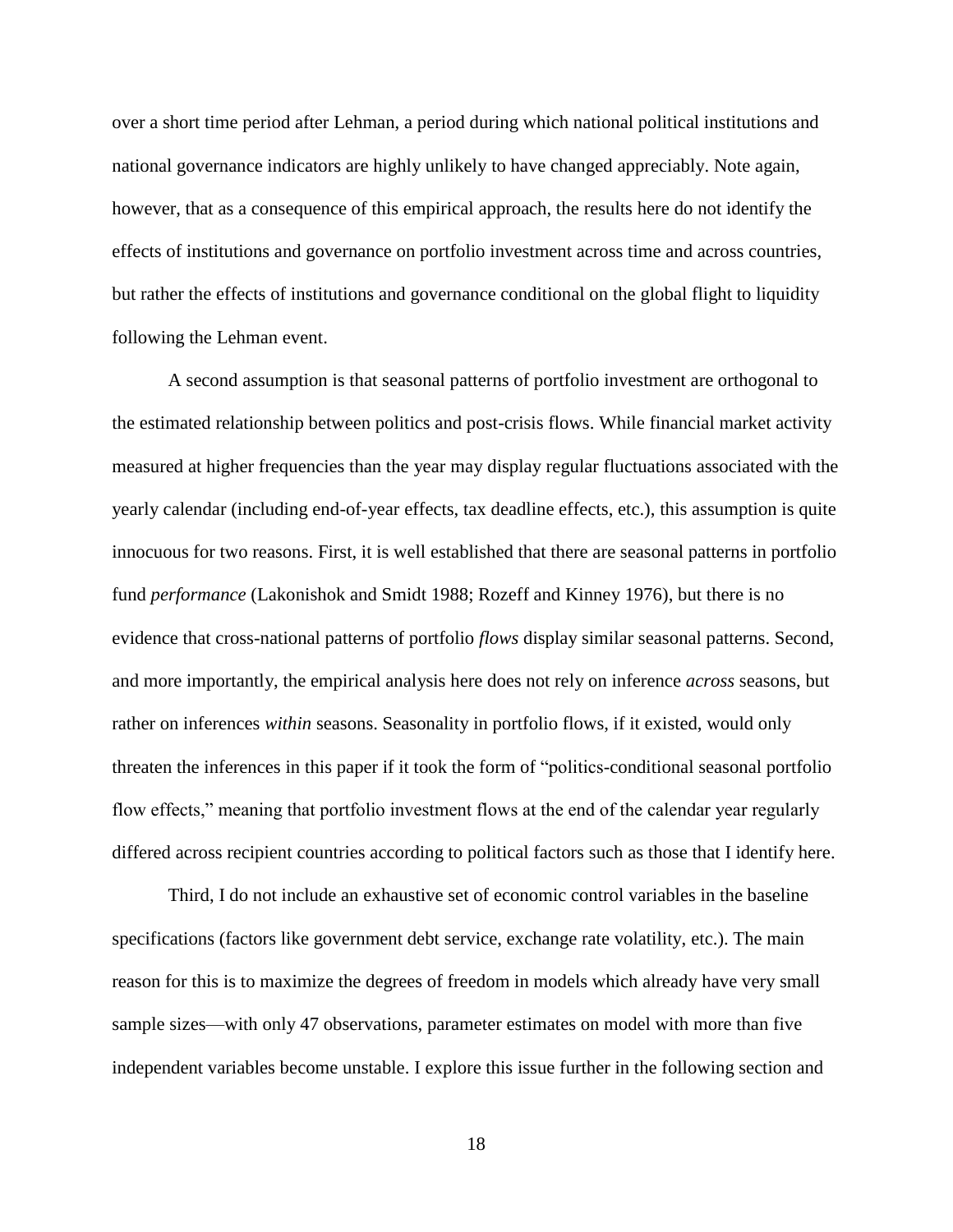over a short time period after Lehman, a period during which national political institutions and national governance indicators are highly unlikely to have changed appreciably. Note again, however, that as a consequence of this empirical approach, the results here do not identify the effects of institutions and governance on portfolio investment across time and across countries, but rather the effects of institutions and governance conditional on the global flight to liquidity following the Lehman event.

A second assumption is that seasonal patterns of portfolio investment are orthogonal to the estimated relationship between politics and post-crisis flows. While financial market activity measured at higher frequencies than the year may display regular fluctuations associated with the yearly calendar (including end-of-year effects, tax deadline effects, etc.), this assumption is quite innocuous for two reasons. First, it is well established that there are seasonal patterns in portfolio fund *performance* (Lakonishok and Smidt 1988; Rozeff and Kinney 1976), but there is no evidence that cross-national patterns of portfolio *flows* display similar seasonal patterns. Second, and more importantly, the empirical analysis here does not rely on inference *across* seasons, but rather on inferences *within* seasons. Seasonality in portfolio flows, if it existed, would only threaten the inferences in this paper if it took the form of "politics-conditional seasonal portfolio flow effects," meaning that portfolio investment flows at the end of the calendar year regularly differed across recipient countries according to political factors such as those that I identify here.

Third, I do not include an exhaustive set of economic control variables in the baseline specifications (factors like government debt service, exchange rate volatility, etc.). The main reason for this is to maximize the degrees of freedom in models which already have very small sample sizes—with only 47 observations, parameter estimates on model with more than five independent variables become unstable. I explore this issue further in the following section and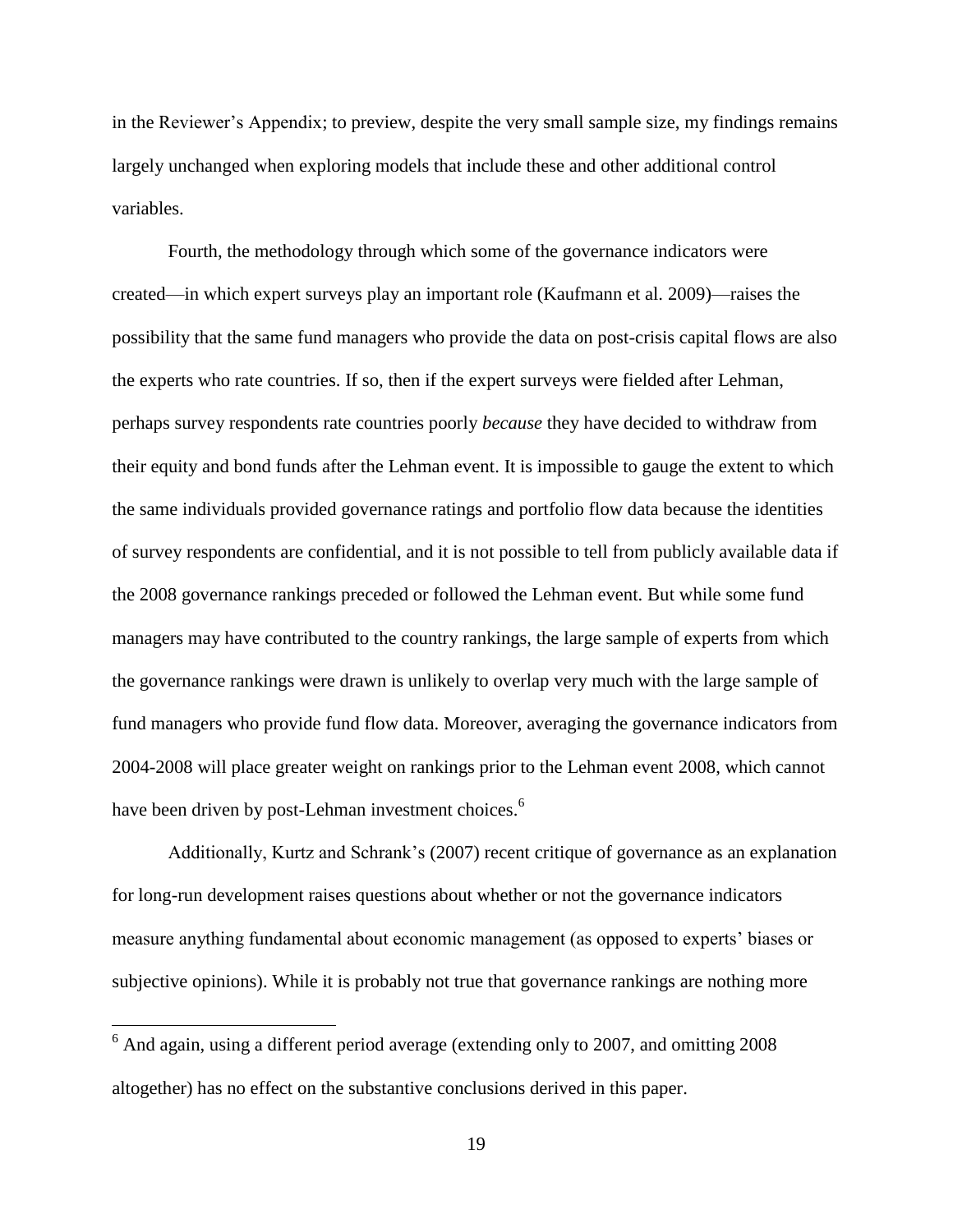in the Reviewer's Appendix; to preview, despite the very small sample size, my findings remains largely unchanged when exploring models that include these and other additional control variables.

Fourth, the methodology through which some of the governance indicators were created—in which expert surveys play an important role (Kaufmann et al. 2009)—raises the possibility that the same fund managers who provide the data on post-crisis capital flows are also the experts who rate countries. If so, then if the expert surveys were fielded after Lehman, perhaps survey respondents rate countries poorly *because* they have decided to withdraw from their equity and bond funds after the Lehman event. It is impossible to gauge the extent to which the same individuals provided governance ratings and portfolio flow data because the identities of survey respondents are confidential, and it is not possible to tell from publicly available data if the 2008 governance rankings preceded or followed the Lehman event. But while some fund managers may have contributed to the country rankings, the large sample of experts from which the governance rankings were drawn is unlikely to overlap very much with the large sample of fund managers who provide fund flow data. Moreover, averaging the governance indicators from 2004-2008 will place greater weight on rankings prior to the Lehman event 2008, which cannot have been driven by post-Lehman investment choices.[6]

Additionally, Kurtz and Schrank's (2007) recent critique of governance as an explanation for long-run development raises questions about whether or not the governance indicators measure anything fundamental about economic management (as opposed to experts' biases or subjective opinions). While it is probably not true that governance rankings are nothing more

[6] And again, using a different period average (extending only to 2007, and omitting 2008 altogether) has no effect on the substantive conclusions derived in this paper.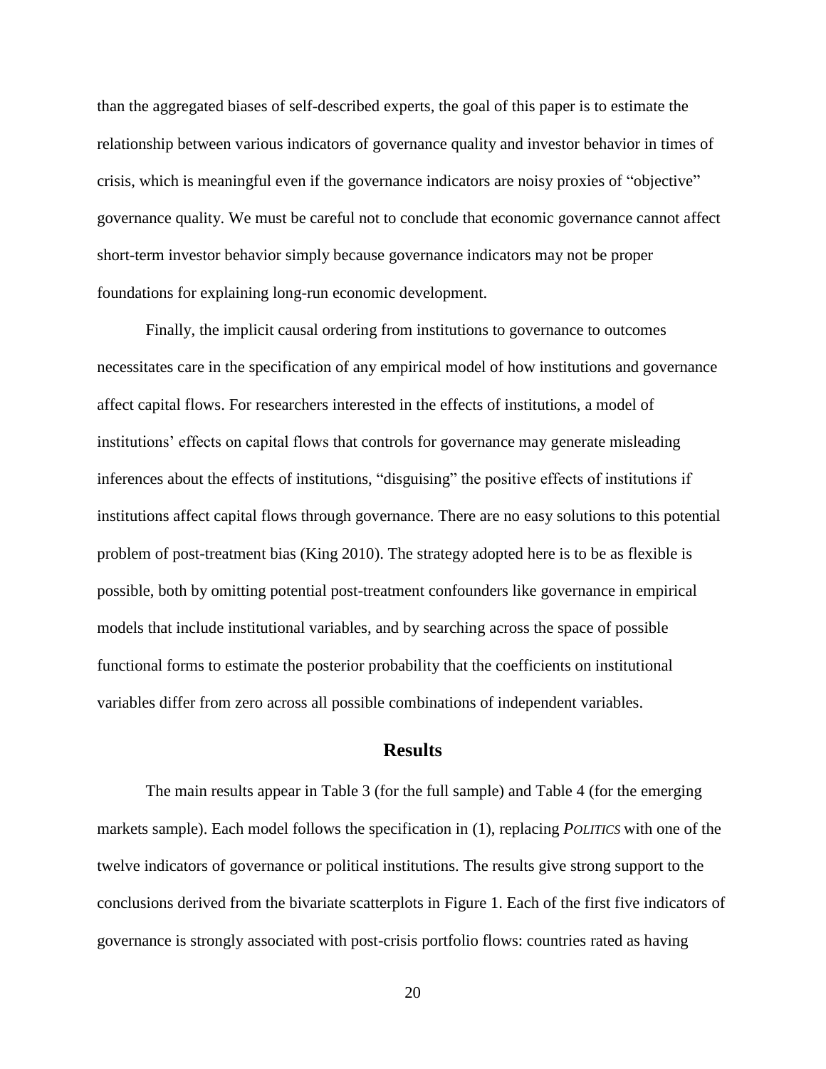than the aggregated biases of self-described experts, the goal of this paper is to estimate the relationship between various indicators of governance quality and investor behavior in times of crisis, which is meaningful even if the governance indicators are noisy proxies of "objective" governance quality. We must be careful not to conclude that economic governance cannot affect short-term investor behavior simply because governance indicators may not be proper foundations for explaining long-run economic development.

Finally, the implicit causal ordering from institutions to governance to outcomes necessitates care in the specification of any empirical model of how institutions and governance affect capital flows. For researchers interested in the effects of institutions, a model of institutions' effects on capital flows that controls for governance may generate misleading inferences about the effects of institutions, "disguising" the positive effects of institutions if institutions affect capital flows through governance. There are no easy solutions to this potential problem of post-treatment bias (King 2010). The strategy adopted here is to be as flexible is possible, both by omitting potential post-treatment confounders like governance in empirical models that include institutional variables, and by searching across the space of possible functional forms to estimate the posterior probability that the coefficients on institutional variables differ from zero across all possible combinations of independent variables.

## Results

The main results appear in Table 3 (for the full sample) and Table 4 (for the emerging markets sample). Each model follows the specification in (1), replacing *POLITICS* with one of the twelve indicators of governance or political institutions. The results give strong support to the conclusions derived from the bivariate scatterplots in Figure 1. Each of the first five indicators of governance is strongly associated with post-crisis portfolio flows: countries rated as having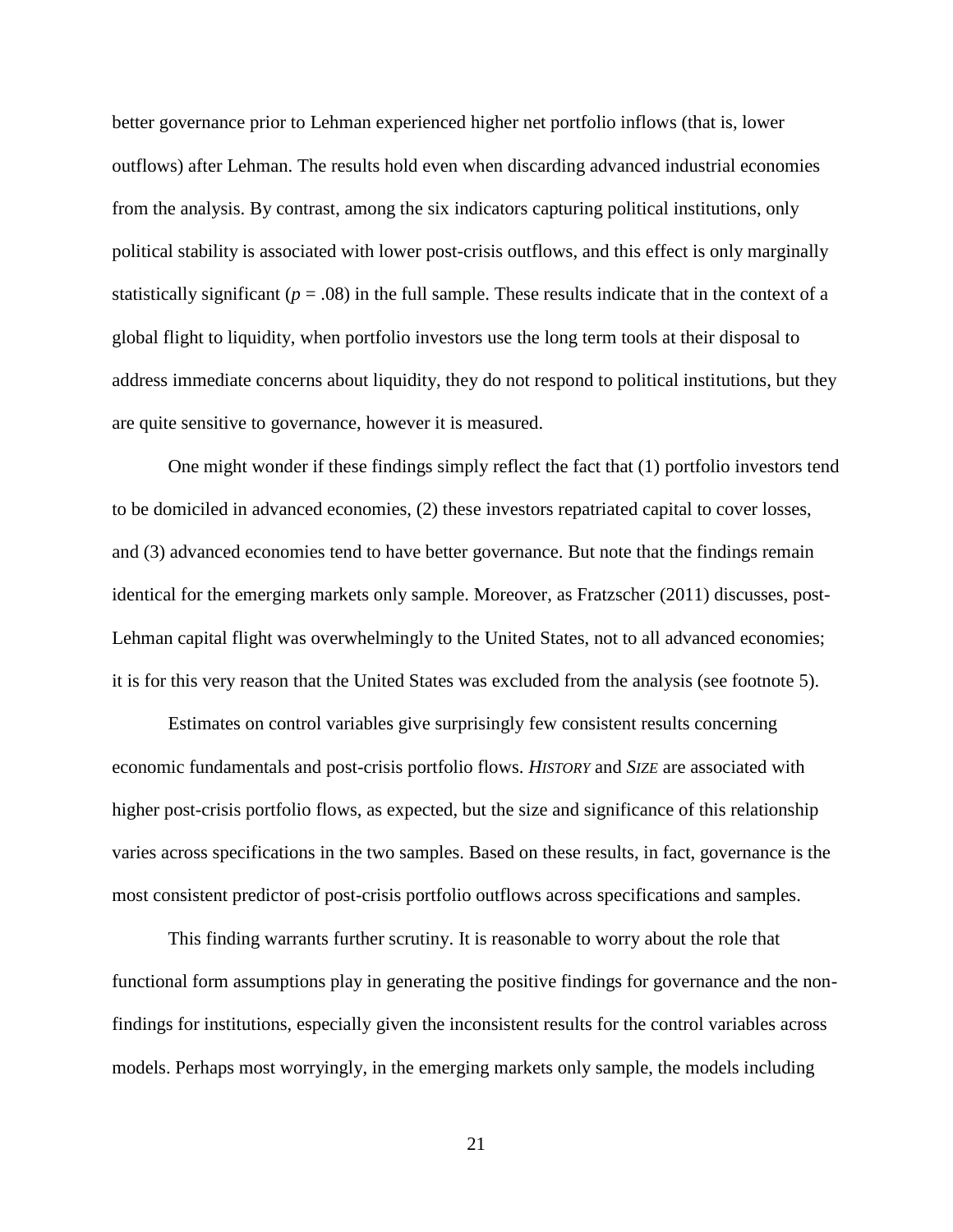better governance prior to Lehman experienced higher net portfolio inflows (that is, lower outflows) after Lehman. The results hold even when discarding advanced industrial economies from the analysis. By contrast, among the six indicators capturing political institutions, only political stability is associated with lower post-crisis outflows, and this effect is only marginally statistically significant ($p = .08$) in the full sample. These results indicate that in the context of a global flight to liquidity, when portfolio investors use the long term tools at their disposal to address immediate concerns about liquidity, they do not respond to political institutions, but they are quite sensitive to governance, however it is measured.

One might wonder if these findings simply reflect the fact that (1) portfolio investors tend to be domiciled in advanced economies, (2) these investors repatriated capital to cover losses, and (3) advanced economies tend to have better governance. But note that the findings remain identical for the emerging markets only sample. Moreover, as Fratzscher (2011) discusses, post-Lehman capital flight was overwhelmingly to the United States, not to all advanced economies; it is for this very reason that the United States was excluded from the analysis (see footnote 5).

Estimates on control variables give surprisingly few consistent results concerning economic fundamentals and post-crisis portfolio flows. *HISTORY* and *SIZE* are associated with higher post-crisis portfolio flows, as expected, but the size and significance of this relationship varies across specifications in the two samples. Based on these results, in fact, governance is the most consistent predictor of post-crisis portfolio outflows across specifications and samples.

This finding warrants further scrutiny. It is reasonable to worry about the role that functional form assumptions play in generating the positive findings for governance and the non-findings for institutions, especially given the inconsistent results for the control variables across models. Perhaps most worryingly, in the emerging markets only sample, the models including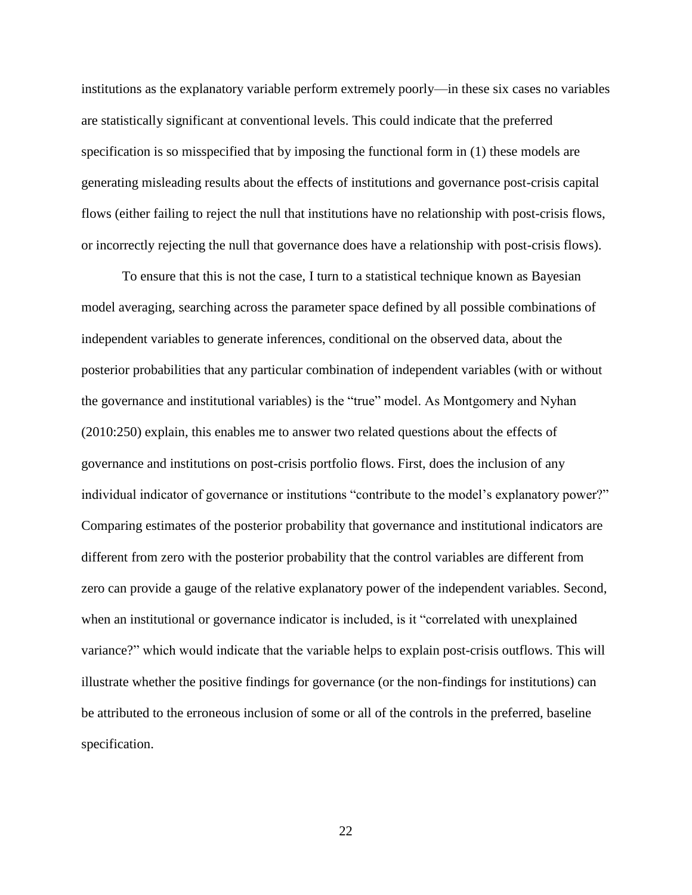institutions as the explanatory variable perform extremely poorly—in these six cases no variables are statistically significant at conventional levels. This could indicate that the preferred specification is so misspecified that by imposing the functional form in (1) these models are generating misleading results about the effects of institutions and governance post-crisis capital flows (either failing to reject the null that institutions have no relationship with post-crisis flows, or incorrectly rejecting the null that governance does have a relationship with post-crisis flows).

To ensure that this is not the case, I turn to a statistical technique known as Bayesian model averaging, searching across the parameter space defined by all possible combinations of independent variables to generate inferences, conditional on the observed data, about the posterior probabilities that any particular combination of independent variables (with or without the governance and institutional variables) is the "true" model. As Montgomery and Nyhan (2010:250) explain, this enables me to answer two related questions about the effects of governance and institutions on post-crisis portfolio flows. First, does the inclusion of any individual indicator of governance or institutions "contribute to the model's explanatory power?" Comparing estimates of the posterior probability that governance and institutional indicators are different from zero with the posterior probability that the control variables are different from zero can provide a gauge of the relative explanatory power of the independent variables. Second, when an institutional or governance indicator is included, is it "correlated with unexplained variance?" which would indicate that the variable helps to explain post-crisis outflows. This will illustrate whether the positive findings for governance (or the non-findings for institutions) can be attributed to the erroneous inclusion of some or all of the controls in the preferred, baseline specification.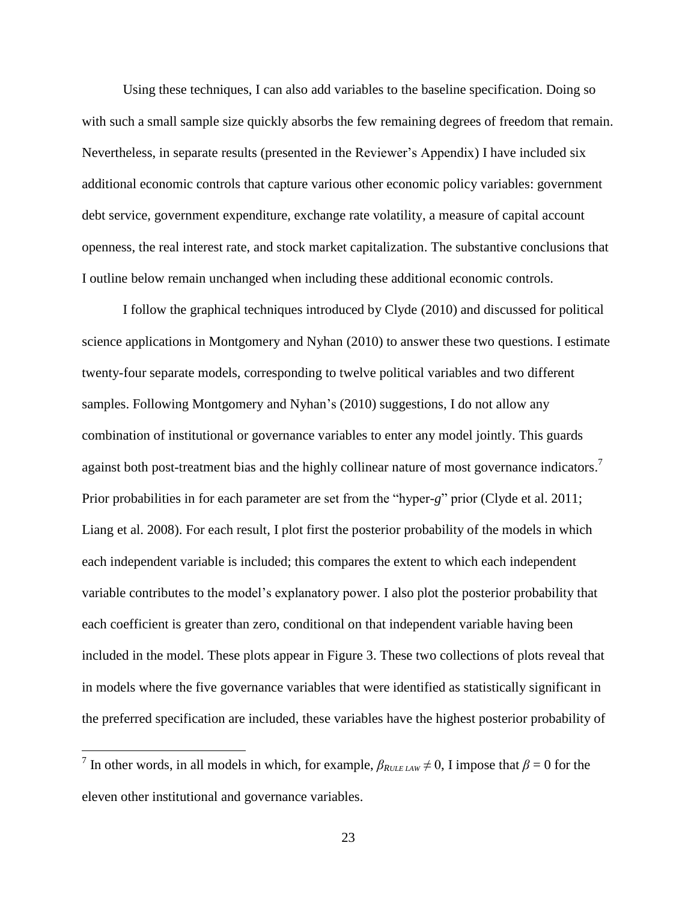Using these techniques, I can also add variables to the baseline specification. Doing so with such a small sample size quickly absorbs the few remaining degrees of freedom that remain. Nevertheless, in separate results (presented in the Reviewer's Appendix) I have included six additional economic controls that capture various other economic policy variables: government debt service, government expenditure, exchange rate volatility, a measure of capital account openness, the real interest rate, and stock market capitalization. The substantive conclusions that I outline below remain unchanged when including these additional economic controls.

I follow the graphical techniques introduced by Clyde (2010) and discussed for political science applications in Montgomery and Nyhan (2010) to answer these two questions. I estimate twenty-four separate models, corresponding to twelve political variables and two different samples. Following Montgomery and Nyhan's (2010) suggestions, I do not allow any combination of institutional or governance variables to enter any model jointly. This guards against both post-treatment bias and the highly collinear nature of most governance indicators.[7] Prior probabilities in for each parameter are set from the "hyper-*g*" prior (Clyde et al. 2011; Liang et al. 2008). For each result, I plot first the posterior probability of the models in which each independent variable is included; this compares the extent to which each independent variable contributes to the model's explanatory power. I also plot the posterior probability that each coefficient is greater than zero, conditional on that independent variable having been included in the model. These plots appear in Figure 3. These two collections of plots reveal that in models where the five governance variables that were identified as statistically significant in the preferred specification are included, these variables have the highest posterior probability of

---

[7] In other words, in all models in which, for example, $\beta_{RULE\ LAW} \neq 0$, I impose that $\beta = 0$ for the eleven other institutional and governance variables.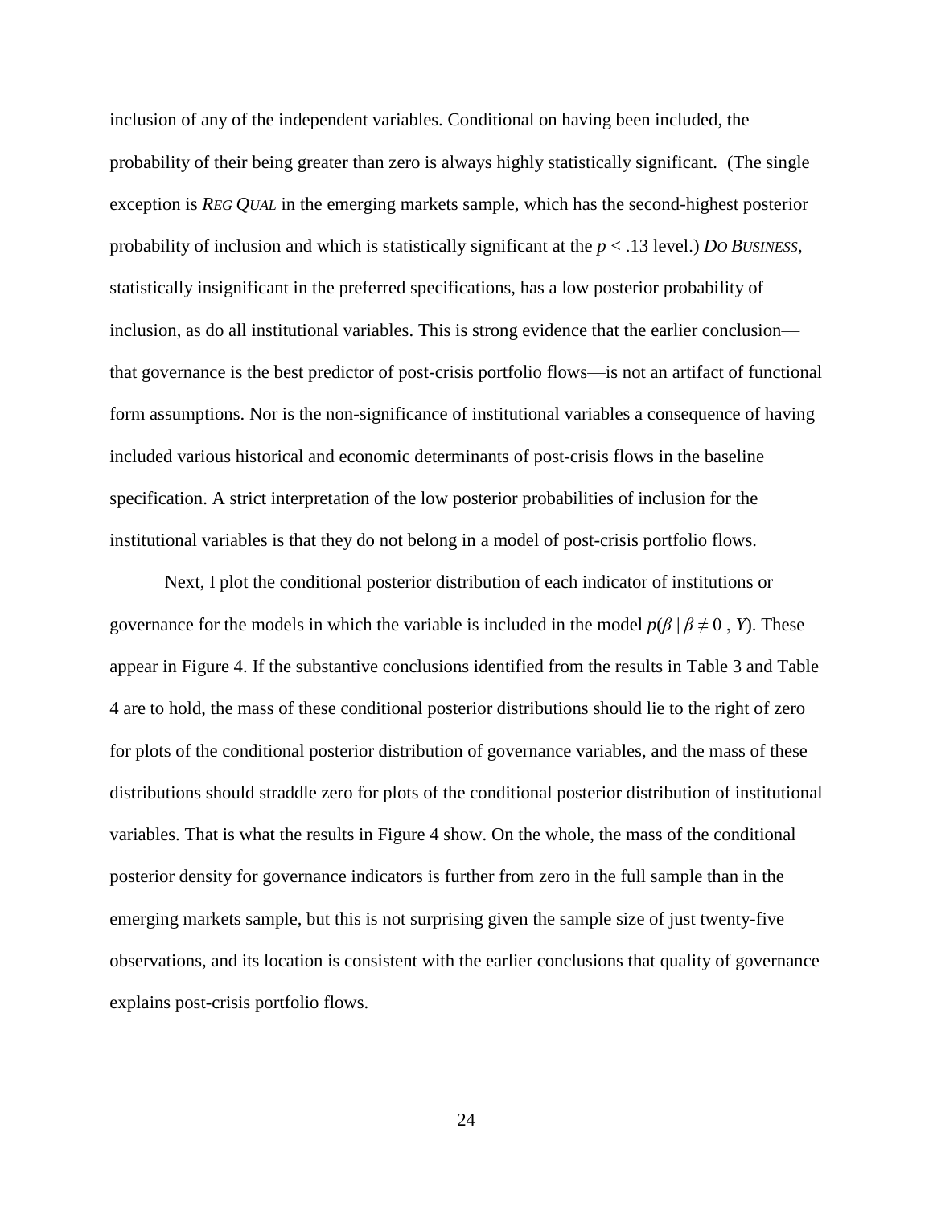inclusion of any of the independent variables. Conditional on having been included, the probability of their being greater than zero is always highly statistically significant. (The single exception is *REG QUAL* in the emerging markets sample, which has the second-highest posterior probability of inclusion and which is statistically significant at the $p < .13$ level.) *DO BUSINESS*, statistically insignificant in the preferred specifications, has a low posterior probability of inclusion, as do all institutional variables. This is strong evidence that the earlier conclusion—that governance is the best predictor of post-crisis portfolio flows—is not an artifact of functional form assumptions. Nor is the non-significance of institutional variables a consequence of having included various historical and economic determinants of post-crisis flows in the baseline specification. A strict interpretation of the low posterior probabilities of inclusion for the institutional variables is that they do not belong in a model of post-crisis portfolio flows.

Next, I plot the conditional posterior distribution of each indicator of institutions or governance for the models in which the variable is included in the model $p(\beta \mid \beta \neq 0 \, , Y)$. These appear in Figure 4. If the substantive conclusions identified from the results in Table 3 and Table 4 are to hold, the mass of these conditional posterior distributions should lie to the right of zero for plots of the conditional posterior distribution of governance variables, and the mass of these distributions should straddle zero for plots of the conditional posterior distribution of institutional variables. That is what the results in Figure 4 show. On the whole, the mass of the conditional posterior density for governance indicators is further from zero in the full sample than in the emerging markets sample, but this is not surprising given the sample size of just twenty-five observations, and its location is consistent with the earlier conclusions that quality of governance explains post-crisis portfolio flows.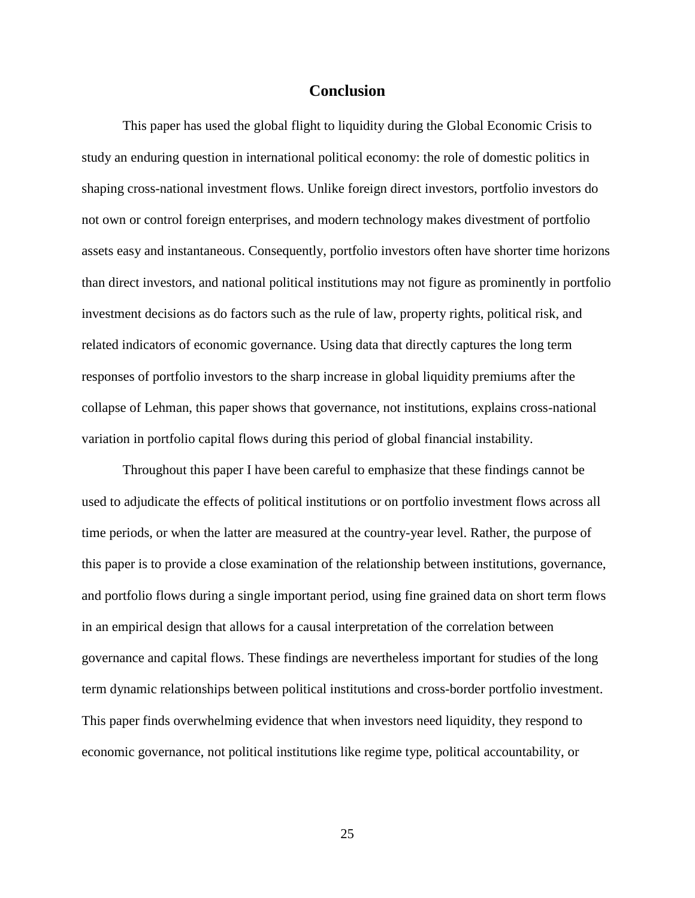## Conclusion

This paper has used the global flight to liquidity during the Global Economic Crisis to study an enduring question in international political economy: the role of domestic politics in shaping cross-national investment flows. Unlike foreign direct investors, portfolio investors do not own or control foreign enterprises, and modern technology makes divestment of portfolio assets easy and instantaneous. Consequently, portfolio investors often have shorter time horizons than direct investors, and national political institutions may not figure as prominently in portfolio investment decisions as do factors such as the rule of law, property rights, political risk, and related indicators of economic governance. Using data that directly captures the long term responses of portfolio investors to the sharp increase in global liquidity premiums after the collapse of Lehman, this paper shows that governance, not institutions, explains cross-national variation in portfolio capital flows during this period of global financial instability.

Throughout this paper I have been careful to emphasize that these findings cannot be used to adjudicate the effects of political institutions or on portfolio investment flows across all time periods, or when the latter are measured at the country-year level. Rather, the purpose of this paper is to provide a close examination of the relationship between institutions, governance, and portfolio flows during a single important period, using fine grained data on short term flows in an empirical design that allows for a causal interpretation of the correlation between governance and capital flows. These findings are nevertheless important for studies of the long term dynamic relationships between political institutions and cross-border portfolio investment. This paper finds overwhelming evidence that when investors need liquidity, they respond to economic governance, not political institutions like regime type, political accountability, or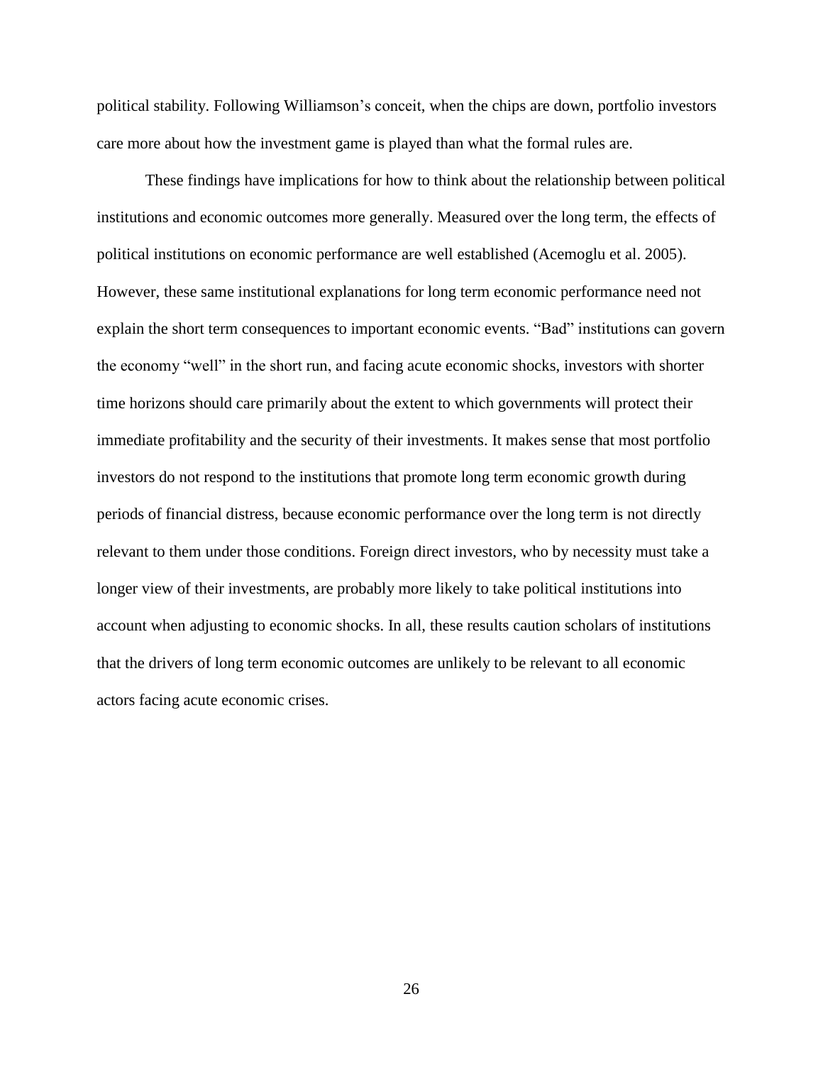political stability. Following Williamson's conceit, when the chips are down, portfolio investors care more about how the investment game is played than what the formal rules are.

These findings have implications for how to think about the relationship between political institutions and economic outcomes more generally. Measured over the long term, the effects of political institutions on economic performance are well established (Acemoglu et al. 2005). However, these same institutional explanations for long term economic performance need not explain the short term consequences to important economic events. "Bad" institutions can govern the economy "well" in the short run, and facing acute economic shocks, investors with shorter time horizons should care primarily about the extent to which governments will protect their immediate profitability and the security of their investments. It makes sense that most portfolio investors do not respond to the institutions that promote long term economic growth during periods of financial distress, because economic performance over the long term is not directly relevant to them under those conditions. Foreign direct investors, who by necessity must take a longer view of their investments, are probably more likely to take political institutions into account when adjusting to economic shocks. In all, these results caution scholars of institutions that the drivers of long term economic outcomes are unlikely to be relevant to all economic actors facing acute economic crises.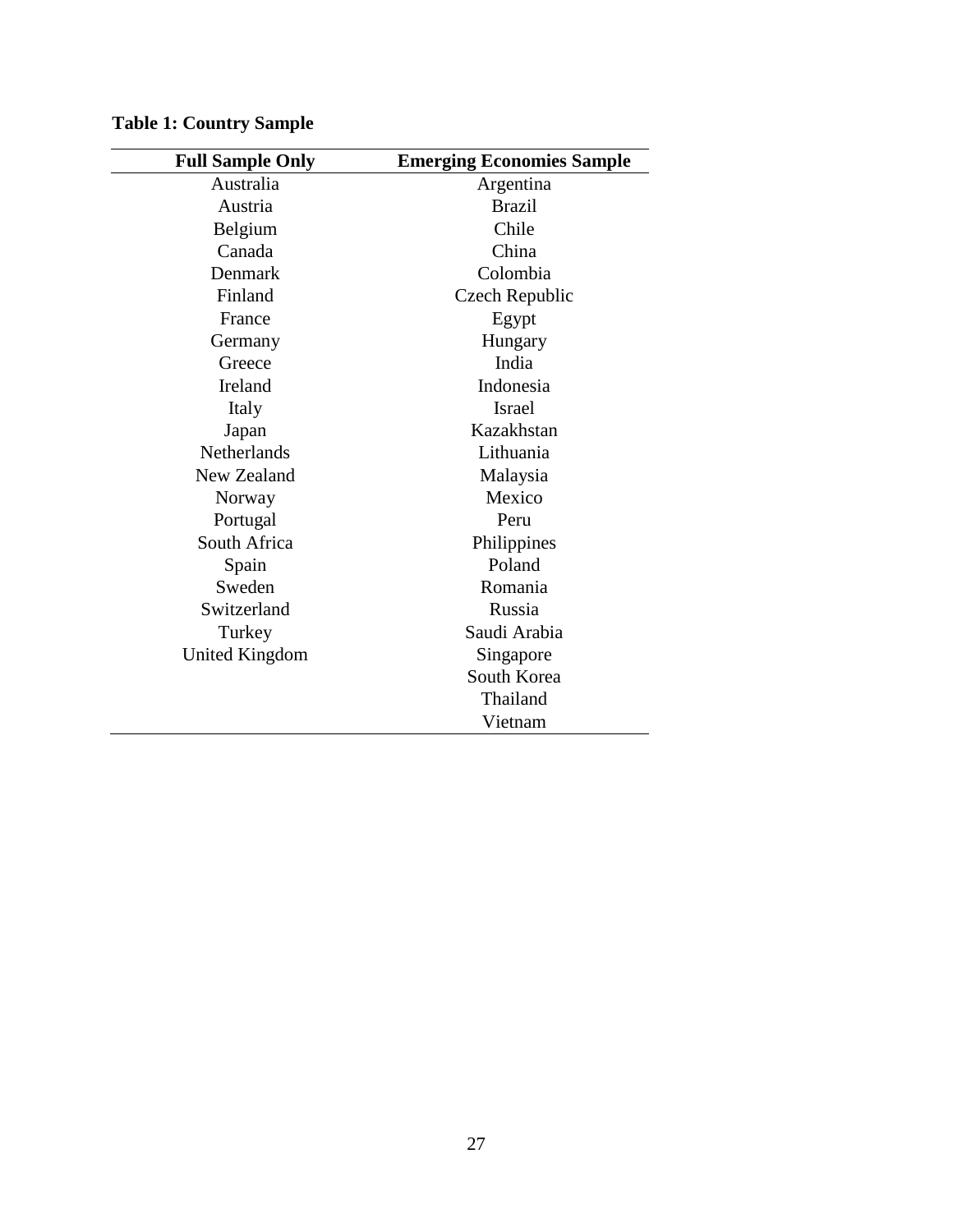**Table 1: Country Sample**

| Full Sample Only | Emerging Economies Sample |
|---|---|
| Australia | Argentina |
| Austria | Brazil |
| Belgium | Chile |
| Canada | China |
| Denmark | Colombia |
| Finland | Czech Republic |
| France | Egypt |
| Germany | Hungary |
| Greece | India |
| Ireland | Indonesia |
| Italy | Israel |
| Japan | Kazakhstan |
| Netherlands | Lithuania |
| New Zealand | Malaysia |
| Norway | Mexico |
| Portugal | Peru |
| South Africa | Philippines |
| Spain | Poland |
| Sweden | Romania |
| Switzerland | Russia |
| Turkey | Saudi Arabia |
| United Kingdom | Singapore |
| | South Korea |
| | Thailand |
| | Vietnam |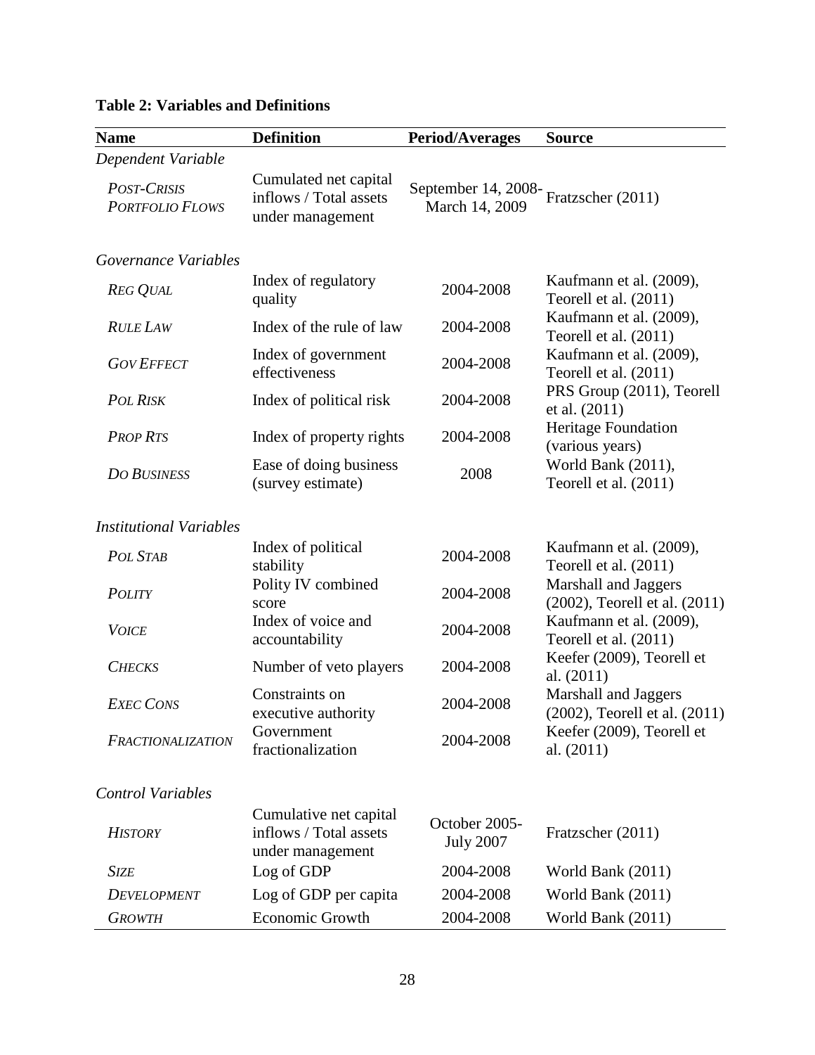**Table 2: Variables and Definitions**

| Name | Definition | Period/Averages | Source |
|---|---|---|---|
| *Dependent Variable* | | | |
| *POST-CRISIS PORTFOLIO FLOWS* | Cumulated net capital inflows / Total assets under management | September 14, 2008-March 14, 2009 | Fratzscher (2011) |
| *Governance Variables* | | | |
| *REG QUAL* | Index of regulatory quality | 2004-2008 | Kaufmann et al. (2009), Teorell et al. (2011) |
| *RULE LAW* | Index of the rule of law | 2004-2008 | Kaufmann et al. (2009), Teorell et al. (2011) |
| *GOV EFFECT* | Index of government effectiveness | 2004-2008 | Kaufmann et al. (2009), Teorell et al. (2011) |
| *POL RISK* | Index of political risk | 2004-2008 | PRS Group (2011), Teorell et al. (2011) |
| *PROP RTS* | Index of property rights | 2004-2008 | Heritage Foundation (various years) |
| *DO BUSINESS* | Ease of doing business (survey estimate) | 2008 | World Bank (2011), Teorell et al. (2011) |
| *Institutional Variables* | | | |
| *POL STAB* | Index of political stability | 2004-2008 | Kaufmann et al. (2009), Teorell et al. (2011) |
| *POLITY* | Polity IV combined score | 2004-2008 | Marshall and Jaggers (2002), Teorell et al. (2011) |
| *VOICE* | Index of voice and accountability | 2004-2008 | Kaufmann et al. (2009), Teorell et al. (2011) |
| *CHECKS* | Number of veto players | 2004-2008 | Keefer (2009), Teorell et al. (2011) |
| *EXEC CONS* | Constraints on executive authority | 2004-2008 | Marshall and Jaggers (2002), Teorell et al. (2011) |
| *FRACTIONALIZATION* | Government fractionalization | 2004-2008 | Keefer (2009), Teorell et al. (2011) |
| *Control Variables* | | | |
| *HISTORY* | Cumulative net capital inflows / Total assets under management | October 2005-July 2007 | Fratzscher (2011) |
| *SIZE* | Log of GDP | 2004-2008 | World Bank (2011) |
| *DEVELOPMENT* | Log of GDP per capita | 2004-2008 | World Bank (2011) |
| *GROWTH* | Economic Growth | 2004-2008 | World Bank (2011) |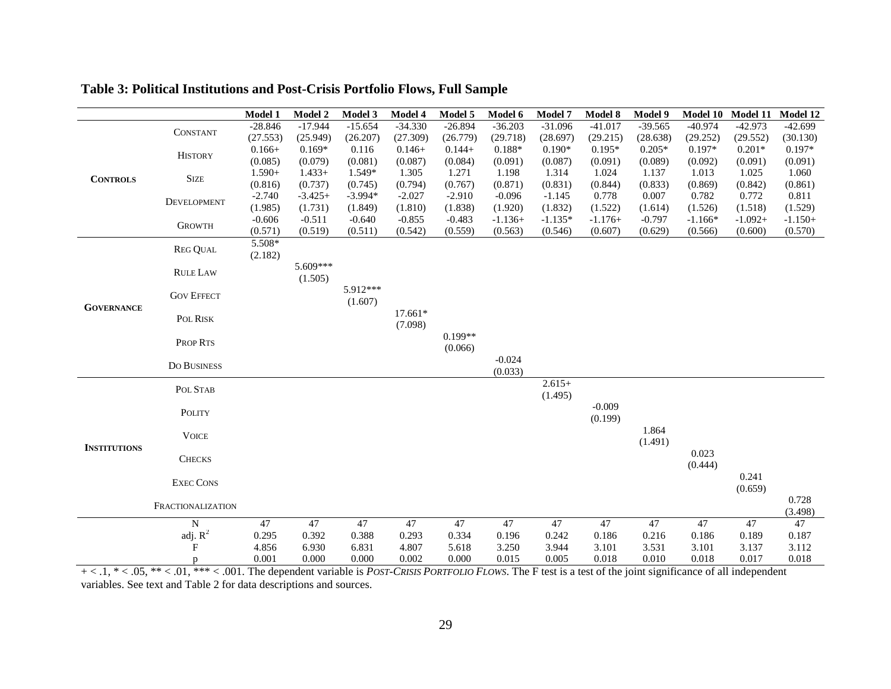**Table 3: Political Institutions and Post-Crisis Portfolio Flows, Full Sample**

| | | Model 1 | Model 2 | Model 3 | Model 4 | Model 5 | Model 6 | Model 7 | Model 8 | Model 9 | Model 10 | Model 11 | Model 12 |
|---|---|---|---|---|---|---|---|---|---|---|---|---|---|
| **CONTROLS** | CONSTANT | -28.846 | -17.944 | -15.654 | -34.330 | -26.894 | -36.203 | -31.096 | -41.017 | -39.565 | -40.974 | -42.973 | -42.699 |
| | | (27.553) | (25.949) | (26.207) | (27.309) | (26.779) | (29.718) | (28.697) | (29.215) | (28.638) | (29.252) | (29.552) | (30.130) |
| | HISTORY | 0.166+ | 0.169* | 0.116 | 0.146+ | 0.144+ | 0.188* | 0.190* | 0.195* | 0.205* | 0.197* | 0.201* | 0.197* |
| | | (0.085) | (0.079) | (0.081) | (0.087) | (0.084) | (0.091) | (0.087) | (0.091) | (0.089) | (0.092) | (0.091) | (0.091) |
| | SIZE | 1.590+ | 1.433+ | 1.549* | 1.305 | 1.271 | 1.198 | 1.314 | 1.024 | 1.137 | 1.013 | 1.025 | 1.060 |
| | | (0.816) | (0.737) | (0.745) | (0.794) | (0.767) | (0.871) | (0.831) | (0.844) | (0.833) | (0.869) | (0.842) | (0.861) |
| | DEVELOPMENT | -2.740 | -3.425+ | -3.994* | -2.027 | -2.910 | -0.096 | -1.145 | 0.778 | 0.007 | 0.782 | 0.772 | 0.811 |
| | | (1.985) | (1.731) | (1.849) | (1.810) | (1.838) | (1.920) | (1.832) | (1.522) | (1.614) | (1.526) | (1.518) | (1.529) |
| | GROWTH | -0.606 | -0.511 | -0.640 | -0.855 | -0.483 | -1.136+ | -1.135* | -1.176+ | -0.797 | -1.166* | -1.092+ | -1.150+ |
| | | (0.571) | (0.519) | (0.511) | (0.542) | (0.559) | (0.563) | (0.546) | (0.607) | (0.629) | (0.566) | (0.600) | (0.570) |
| **GOVERNANCE** | REG QUAL | 5.508* | | | | | | | | | | | |
| | | (2.182) | | | | | | | | | | | |
| | RULE LAW | | 5.609*** | | | | | | | | | | |
| | | | (1.505) | | | | | | | | | | |
| | GOV EFFECT | | | 5.912*** | | | | | | | | | |
| | | | | (1.607) | | | | | | | | | |
| | POL RISK | | | | 17.661* | | | | | | | | |
| | | | | | (7.098) | | | | | | | | |
| | PROP RTS | | | | | 0.199** | | | | | | | |
| | | | | | | (0.066) | | | | | | | |
| | DO BUSINESS | | | | | | -0.024 | | | | | | |
| | | | | | | | (0.033) | | | | | | |
| **INSTITUTIONS** | POL STAB | | | | | | | 2.615+ | | | | | |
| | | | | | | | | (1.495) | | | | | |
| | POLITY | | | | | | | | -0.009 | | | | |
| | | | | | | | | | (0.199) | | | | |
| | VOICE | | | | | | | | | 1.864 | | | |
| | | | | | | | | | | (1.491) | | | |
| | CHECKS | | | | | | | | | | 0.023 | | |
| | | | | | | | | | | | (0.444) | | |
| | EXEC CONS | | | | | | | | | | | 0.241 | |
| | | | | | | | | | | | | (0.659) | |
| | FRACTIONALIZATION | | | | | | | | | | | | 0.728 |
| | | | | | | | | | | | | | (3.498) |
| | N | 47 | 47 | 47 | 47 | 47 | 47 | 47 | 47 | 47 | 47 | 47 | 47 |
| | adj. $R^2$ | 0.295 | 0.392 | 0.388 | 0.293 | 0.334 | 0.196 | 0.242 | 0.186 | 0.216 | 0.186 | 0.189 | 0.187 |
| | F | 4.856 | 6.930 | 6.831 | 4.807 | 5.618 | 3.250 | 3.944 | 3.101 | 3.531 | 3.101 | 3.137 | 3.112 |
| | p | 0.001 | 0.000 | 0.000 | 0.002 | 0.000 | 0.015 | 0.005 | 0.018 | 0.010 | 0.018 | 0.017 | 0.018 |

+ < .1, * < .05, ** < .01, *** < .001. The dependent variable is *POST-CRISIS PORTFOLIO FLOWS*. The F test is a test of the joint significance of all independent variables. See text and Table 2 for data descriptions and sources.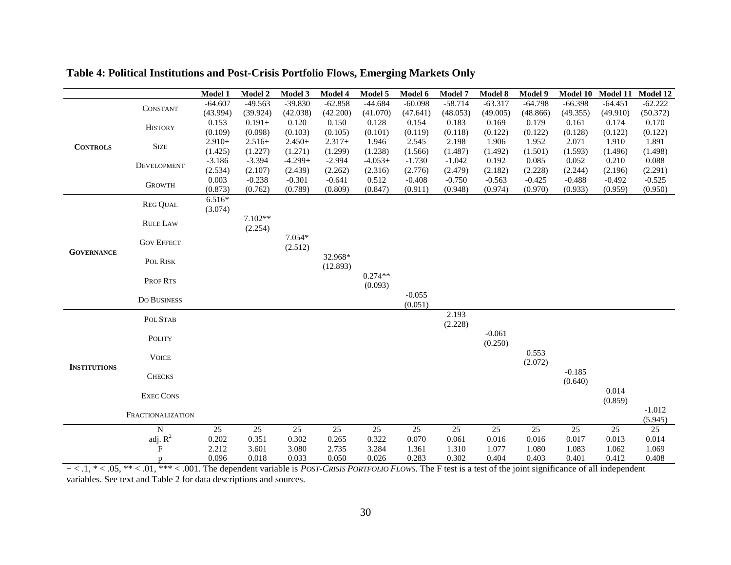**Table 4: Political Institutions and Post-Crisis Portfolio Flows, Emerging Markets Only**

| | | Model 1 | Model 2 | Model 3 | Model 4 | Model 5 | Model 6 | Model 7 | Model 8 | Model 9 | Model 10 | Model 11 | Model 12 |
|---|---|---|---|---|---|---|---|---|---|---|---|---|---|
| **CONTROLS** | CONSTANT | -64.607 | -49.563 | -39.830 | -62.858 | -44.684 | -60.098 | -58.714 | -63.317 | -64.798 | -66.398 | -64.451 | -62.222 |
| | | (43.994) | (39.924) | (42.038) | (42.200) | (41.070) | (47.641) | (48.053) | (49.005) | (48.866) | (49.355) | (49.910) | (50.372) |
| | HISTORY | 0.153 | 0.191+ | 0.120 | 0.150 | 0.128 | 0.154 | 0.183 | 0.169 | 0.179 | 0.161 | 0.174 | 0.170 |
| | | (0.109) | (0.098) | (0.103) | (0.105) | (0.101) | (0.119) | (0.118) | (0.122) | (0.122) | (0.128) | (0.122) | (0.122) |
| | SIZE | 2.910+ | 2.516+ | 2.450+ | 2.317+ | 1.946 | 2.545 | 2.198 | 1.906 | 1.952 | 2.071 | 1.910 | 1.891 |
| | | (1.425) | (1.227) | (1.271) | (1.299) | (1.238) | (1.566) | (1.487) | (1.492) | (1.501) | (1.593) | (1.496) | (1.498) |
| | DEVELOPMENT | -3.186 | -3.394 | -4.299+ | -2.994 | -4.053+ | -1.730 | -1.042 | 0.192 | 0.085 | 0.052 | 0.210 | 0.088 |
| | | (2.534) | (2.107) | (2.439) | (2.262) | (2.316) | (2.776) | (2.479) | (2.182) | (2.228) | (2.244) | (2.196) | (2.291) |
| | GROWTH | 0.003 | -0.238 | -0.301 | -0.641 | 0.512 | -0.408 | -0.750 | -0.563 | -0.425 | -0.488 | -0.492 | -0.525 |
| | | (0.873) | (0.762) | (0.789) | (0.809) | (0.847) | (0.911) | (0.948) | (0.974) | (0.970) | (0.933) | (0.959) | (0.950) |
| **GOVERNANCE** | REG QUAL | 6.516* | | | | | | | | | | | |
| | | (3.074) | | | | | | | | | | | |
| | RULE LAW | | 7.102** | | | | | | | | | | |
| | | | (2.254) | | | | | | | | | | |
| | GOV EFFECT | | | 7.054* | | | | | | | | | |
| | | | | (2.512) | | | | | | | | | |
| | POL RISK | | | | 32.968* | | | | | | | | |
| | | | | | (12.893) | | | | | | | | |
| | PROP RTS | | | | | 0.274** | | | | | | | |
| | | | | | | (0.093) | | | | | | | |
| | DO BUSINESS | | | | | | -0.055 | | | | | | |
| | | | | | | | (0.051) | | | | | | |
| **INSTITUTIONS** | POL STAB | | | | | | | 2.193 | | | | | |
| | | | | | | | | (2.228) | | | | | |
| | POLITY | | | | | | | | -0.061 | | | | |
| | | | | | | | | | (0.250) | | | | |
| | VOICE | | | | | | | | | 0.553 | | | |
| | | | | | | | | | | (2.072) | | | |
| | CHECKS | | | | | | | | | | -0.185 | | |
| | | | | | | | | | | | (0.640) | | |
| | EXEC CONS | | | | | | | | | | | 0.014 | |
| | | | | | | | | | | | | (0.859) | |
| | FRACTIONALIZATION | | | | | | | | | | | | -1.012 |
| | | | | | | | | | | | | | (5.945) |
| | N | 25 | 25 | 25 | 25 | 25 | 25 | 25 | 25 | 25 | 25 | 25 | 25 |
| | adj. $R^2$ | 0.202 | 0.351 | 0.302 | 0.265 | 0.322 | 0.070 | 0.061 | 0.016 | 0.016 | 0.017 | 0.013 | 0.014 |
| | F | 2.212 | 3.601 | 3.080 | 2.735 | 3.284 | 1.361 | 1.310 | 1.077 | 1.080 | 1.083 | 1.062 | 1.069 |
| | p | 0.096 | 0.018 | 0.033 | 0.050 | 0.026 | 0.283 | 0.302 | 0.404 | 0.403 | 0.401 | 0.412 | 0.408 |

+ < .1, * < .05, ** < .01, *** < .001. The dependent variable is *POST-CRISIS PORTFOLIO FLOWS*. The F test is a test of the joint significance of all independent variables. See text and Table 2 for data descriptions and sources.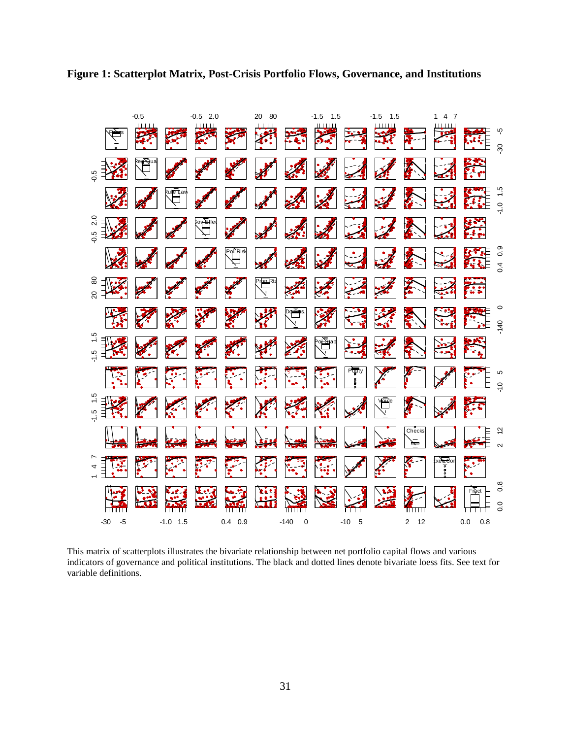**Figure 1: Scatterplot Matrix, Post-Crisis Portfolio Flows, Governance, and Institutions**

This matrix of scatterplots illustrates the bivariate relationship between net portfolio capital flows and various indicators of governance and political institutions. The black and dotted lines denote bivariate loess fits. See text for variable definitions.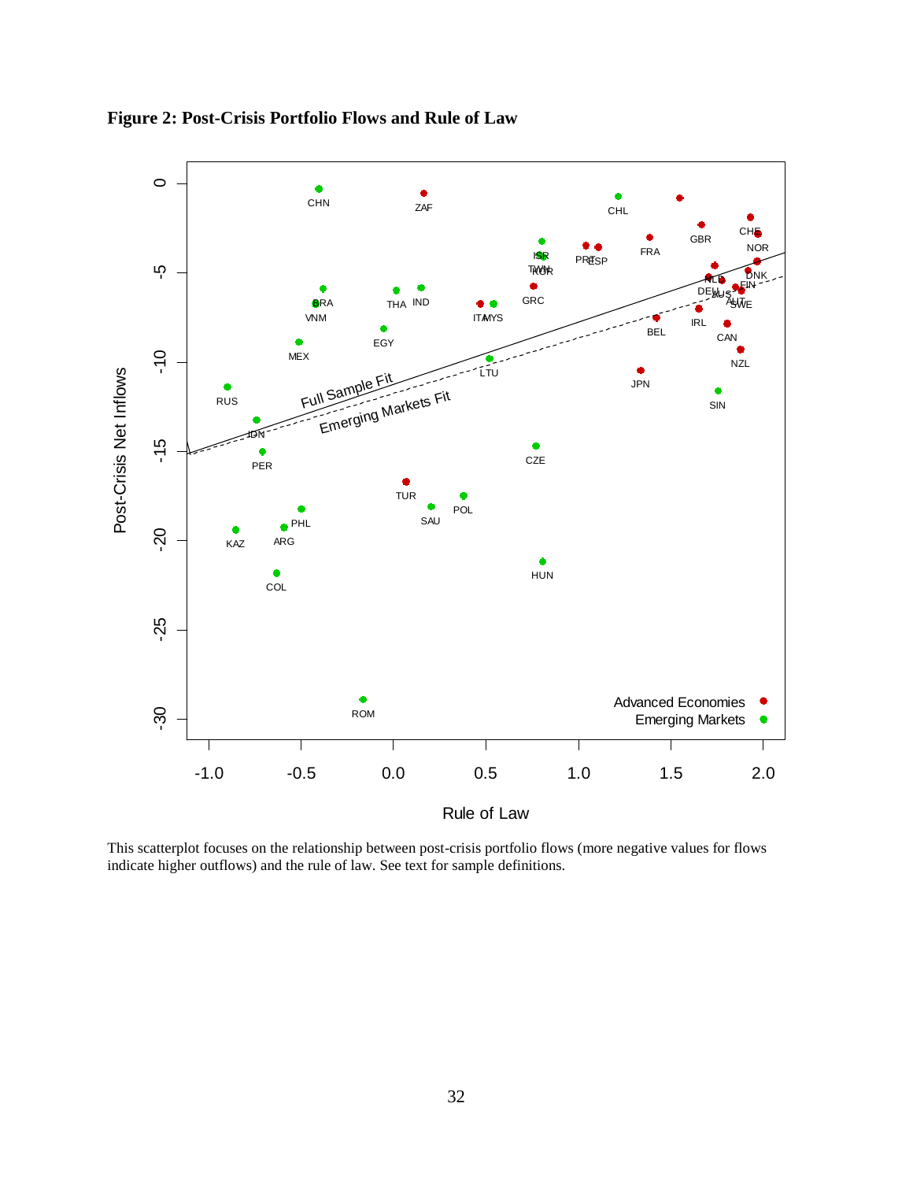**Figure 2: Post-Crisis Portfolio Flows and Rule of Law**

This scatterplot focuses on the relationship between post-crisis portfolio flows (more negative values for flows indicate higher outflows) and the rule of law. See text for sample definitions.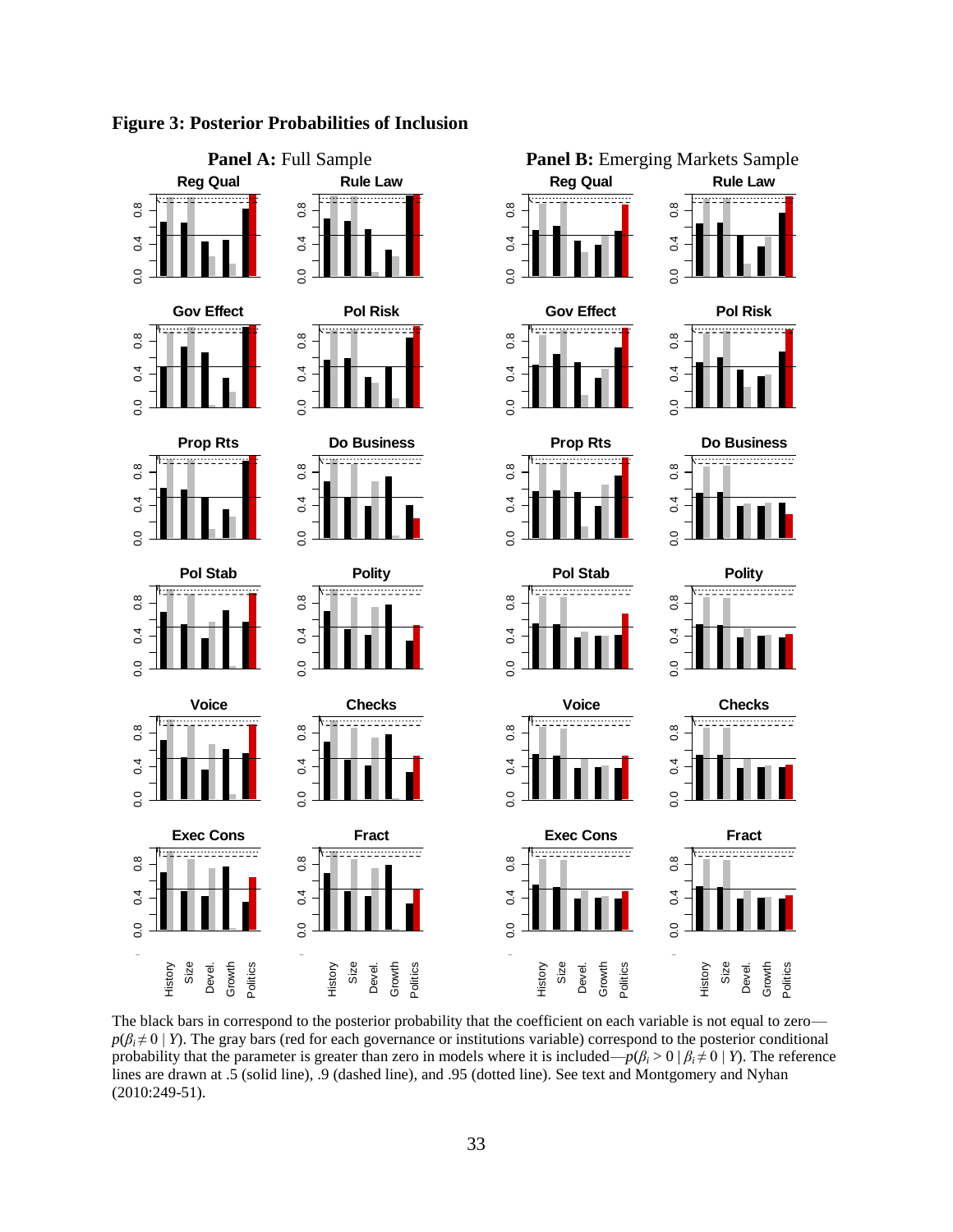**Figure 3: Posterior Probabilities of Inclusion**

The black bars in correspond to the posterior probability that the coefficient on each variable is not equal to zero—$p(\beta_i \neq 0 \mid Y)$. The gray bars (red for each governance or institutions variable) correspond to the posterior conditional probability that the parameter is greater than zero in models where it is included—$p(\beta_i > 0 \mid \beta_i \neq 0 \mid Y)$. The reference lines are drawn at .5 (solid line), .9 (dashed line), and .95 (dotted line). See text and Montgomery and Nyhan (2010:249-51).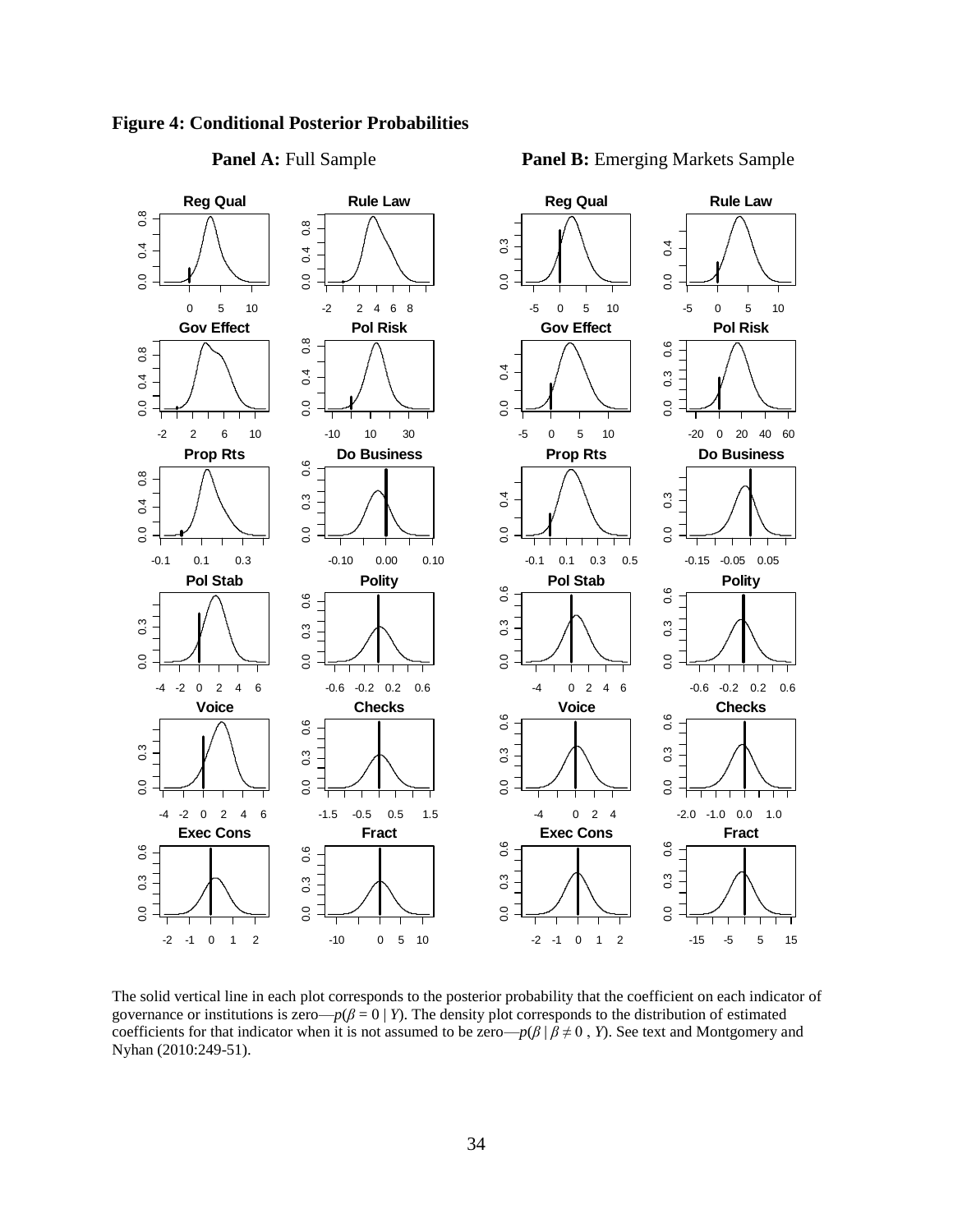**Figure 4: Conditional Posterior Probabilities**

**Panel A:** Full Sample

**Panel B:** Emerging Markets Sample

The solid vertical line in each plot corresponds to the posterior probability that the coefficient on each indicator of governance or institutions is zero—$p(\beta = 0 \mid Y)$. The density plot corresponds to the distribution of estimated coefficients for that indicator when it is not assumed to be zero—$p(\beta \mid \beta \neq 0 , Y)$. See text and Montgomery and Nyhan (2010:249-51).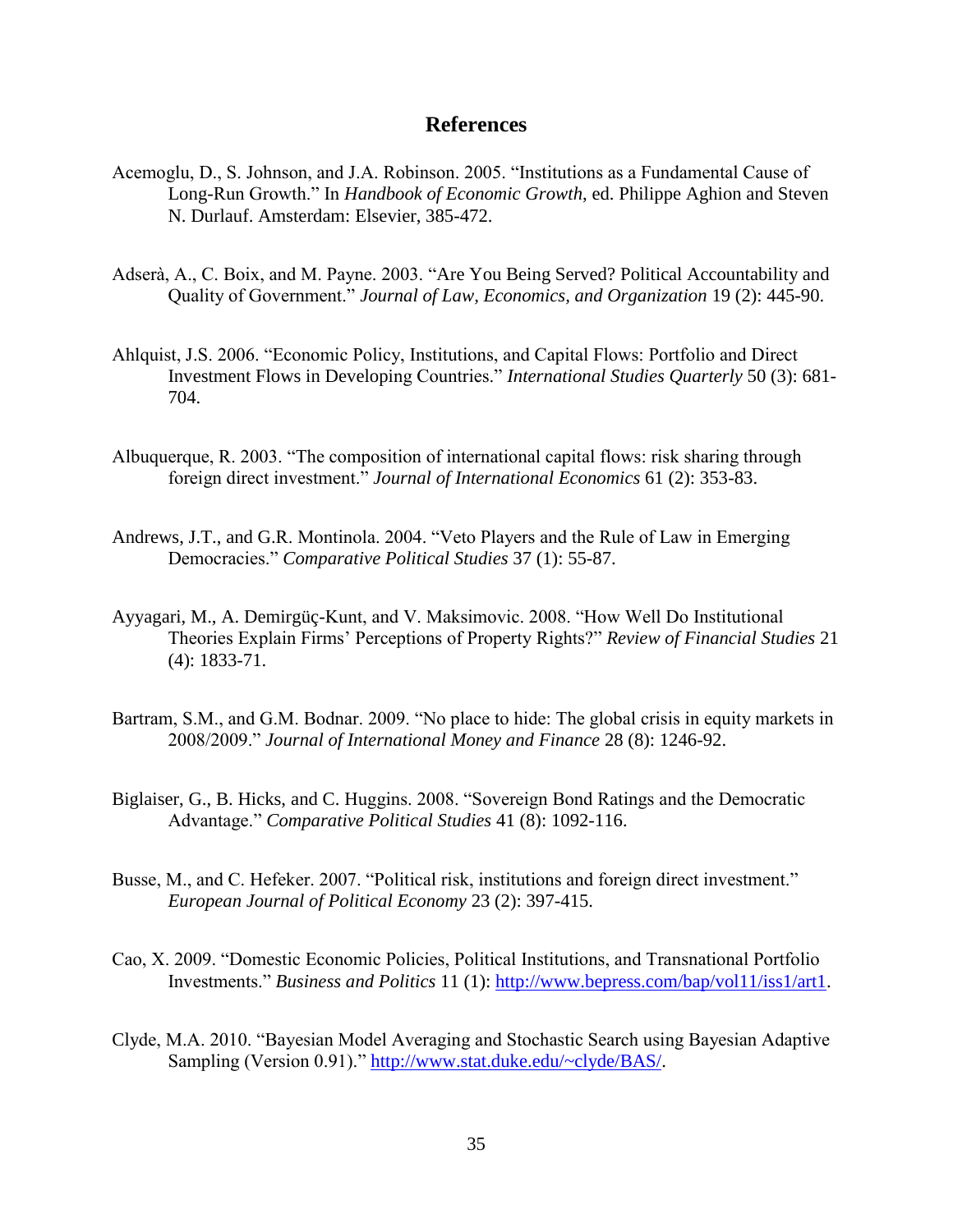## References

Acemoglu, D., S. Johnson, and J.A. Robinson. 2005. "Institutions as a Fundamental Cause of Long-Run Growth." In *Handbook of Economic Growth*, ed. Philippe Aghion and Steven N. Durlauf. Amsterdam: Elsevier, 385-472.

Adserà, A., C. Boix, and M. Payne. 2003. "Are You Being Served? Political Accountability and Quality of Government." *Journal of Law, Economics, and Organization* 19 (2): 445-90.

Ahlquist, J.S. 2006. "Economic Policy, Institutions, and Capital Flows: Portfolio and Direct Investment Flows in Developing Countries." *International Studies Quarterly* 50 (3): 681-704.

Albuquerque, R. 2003. "The composition of international capital flows: risk sharing through foreign direct investment." *Journal of International Economics* 61 (2): 353-83.

Andrews, J.T., and G.R. Montinola. 2004. "Veto Players and the Rule of Law in Emerging Democracies." *Comparative Political Studies* 37 (1): 55-87.

Ayyagari, M., A. Demirgüç-Kunt, and V. Maksimovic. 2008. "How Well Do Institutional Theories Explain Firms' Perceptions of Property Rights?" *Review of Financial Studies* 21 (4): 1833-71.

Bartram, S.M., and G.M. Bodnar. 2009. "No place to hide: The global crisis in equity markets in 2008/2009." *Journal of International Money and Finance* 28 (8): 1246-92.

Biglaiser, G., B. Hicks, and C. Huggins. 2008. "Sovereign Bond Ratings and the Democratic Advantage." *Comparative Political Studies* 41 (8): 1092-116.

Busse, M., and C. Hefeker. 2007. "Political risk, institutions and foreign direct investment." *European Journal of Political Economy* 23 (2): 397-415.

Cao, X. 2009. "Domestic Economic Policies, Political Institutions, and Transnational Portfolio Investments." *Business and Politics* 11 (1): http://www.bepress.com/bap/vol11/iss1/art1.

Clyde, M.A. 2010. "Bayesian Model Averaging and Stochastic Search using Bayesian Adaptive Sampling (Version 0.91)." http://www.stat.duke.edu/~clyde/BAS/.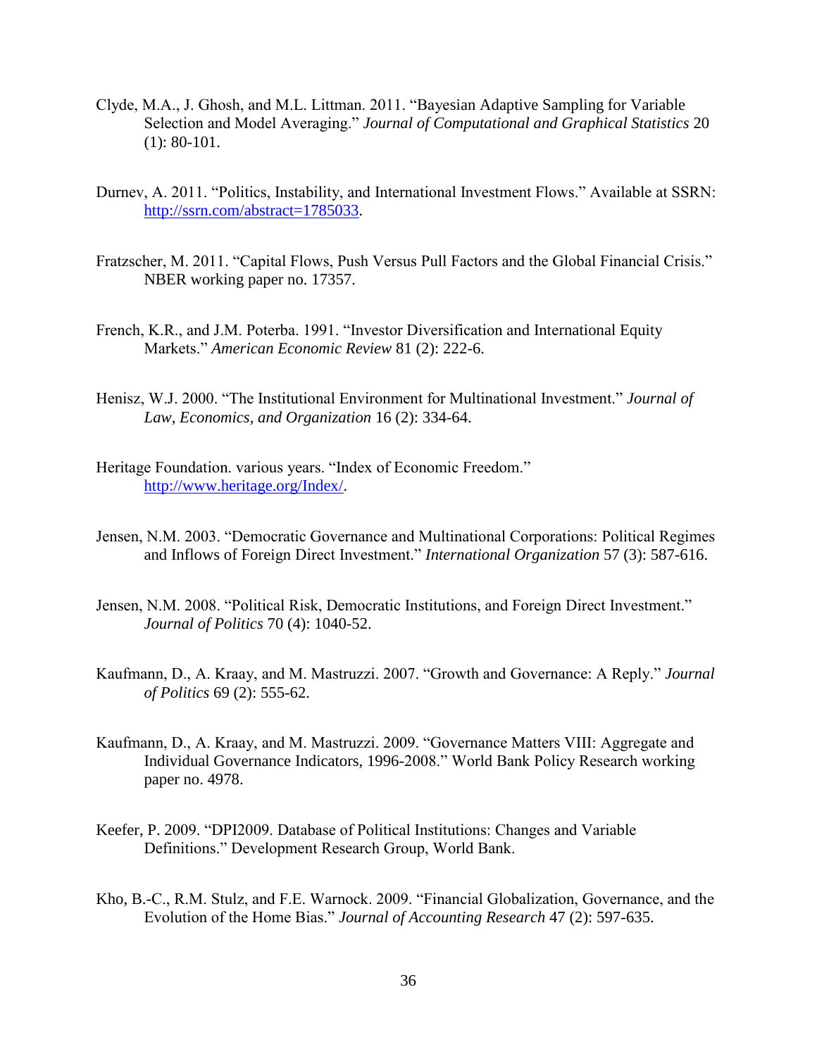Clyde, M.A., J. Ghosh, and M.L. Littman. 2011. "Bayesian Adaptive Sampling for Variable Selection and Model Averaging." *Journal of Computational and Graphical Statistics* 20 (1): 80-101.

Durnev, A. 2011. "Politics, Instability, and International Investment Flows." Available at SSRN: http://ssrn.com/abstract=1785033.

Fratzscher, M. 2011. "Capital Flows, Push Versus Pull Factors and the Global Financial Crisis." NBER working paper no. 17357.

French, K.R., and J.M. Poterba. 1991. "Investor Diversification and International Equity Markets." *American Economic Review* 81 (2): 222-6.

Henisz, W.J. 2000. "The Institutional Environment for Multinational Investment." *Journal of Law, Economics, and Organization* 16 (2): 334-64.

Heritage Foundation. various years. "Index of Economic Freedom." http://www.heritage.org/Index/.

Jensen, N.M. 2003. "Democratic Governance and Multinational Corporations: Political Regimes and Inflows of Foreign Direct Investment." *International Organization* 57 (3): 587-616.

Jensen, N.M. 2008. "Political Risk, Democratic Institutions, and Foreign Direct Investment." *Journal of Politics* 70 (4): 1040-52.

Kaufmann, D., A. Kraay, and M. Mastruzzi. 2007. "Growth and Governance: A Reply." *Journal of Politics* 69 (2): 555-62.

Kaufmann, D., A. Kraay, and M. Mastruzzi. 2009. "Governance Matters VIII: Aggregate and Individual Governance Indicators, 1996-2008." World Bank Policy Research working paper no. 4978.

Keefer, P. 2009. "DPI2009. Database of Political Institutions: Changes and Variable Definitions." Development Research Group, World Bank.

Kho, B.-C., R.M. Stulz, and F.E. Warnock. 2009. "Financial Globalization, Governance, and the Evolution of the Home Bias." *Journal of Accounting Research* 47 (2): 597-635.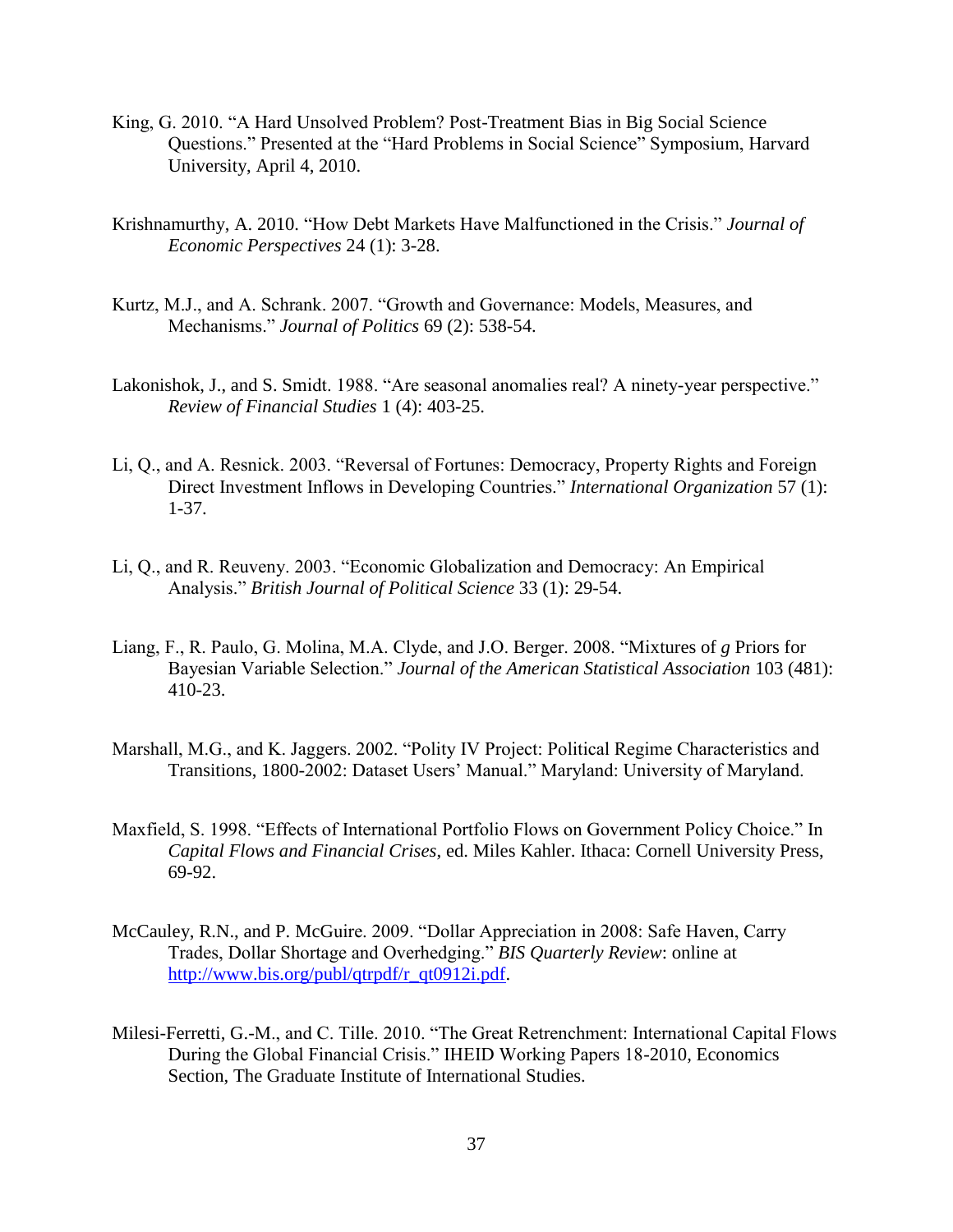King, G. 2010. "A Hard Unsolved Problem? Post-Treatment Bias in Big Social Science Questions." Presented at the "Hard Problems in Social Science" Symposium, Harvard University, April 4, 2010.

Krishnamurthy, A. 2010. "How Debt Markets Have Malfunctioned in the Crisis." *Journal of Economic Perspectives* 24 (1): 3-28.

Kurtz, M.J., and A. Schrank. 2007. "Growth and Governance: Models, Measures, and Mechanisms." *Journal of Politics* 69 (2): 538-54.

Lakonishok, J., and S. Smidt. 1988. "Are seasonal anomalies real? A ninety-year perspective." *Review of Financial Studies* 1 (4): 403-25.

Li, Q., and A. Resnick. 2003. "Reversal of Fortunes: Democracy, Property Rights and Foreign Direct Investment Inflows in Developing Countries." *International Organization* 57 (1): 1-37.

Li, Q., and R. Reuveny. 2003. "Economic Globalization and Democracy: An Empirical Analysis." *British Journal of Political Science* 33 (1): 29-54.

Liang, F., R. Paulo, G. Molina, M.A. Clyde, and J.O. Berger. 2008. "Mixtures of *g* Priors for Bayesian Variable Selection." *Journal of the American Statistical Association* 103 (481): 410-23.

Marshall, M.G., and K. Jaggers. 2002. "Polity IV Project: Political Regime Characteristics and Transitions, 1800-2002: Dataset Users' Manual." Maryland: University of Maryland.

Maxfield, S. 1998. "Effects of International Portfolio Flows on Government Policy Choice." In *Capital Flows and Financial Crises*, ed. Miles Kahler. Ithaca: Cornell University Press, 69-92.

McCauley, R.N., and P. McGuire. 2009. "Dollar Appreciation in 2008: Safe Haven, Carry Trades, Dollar Shortage and Overhedging." *BIS Quarterly Review*: online at http://www.bis.org/publ/qtrpdf/r_qt0912i.pdf.

Milesi-Ferretti, G.-M., and C. Tille. 2010. "The Great Retrenchment: International Capital Flows During the Global Financial Crisis." IHEID Working Papers 18-2010, Economics Section, The Graduate Institute of International Studies.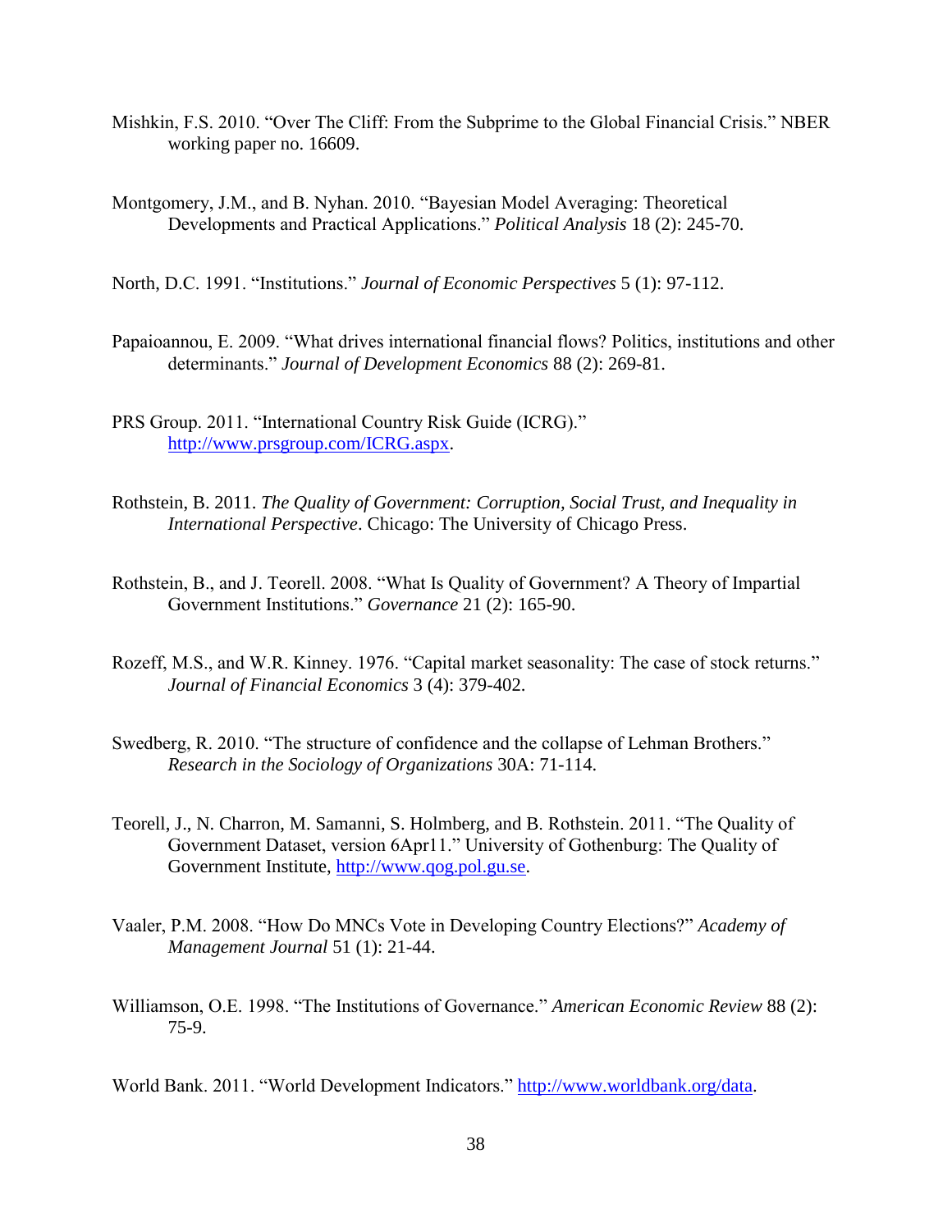Mishkin, F.S. 2010. "Over The Cliff: From the Subprime to the Global Financial Crisis." NBER working paper no. 16609.

Montgomery, J.M., and B. Nyhan. 2010. "Bayesian Model Averaging: Theoretical Developments and Practical Applications." *Political Analysis* 18 (2): 245-70.

North, D.C. 1991. "Institutions." *Journal of Economic Perspectives* 5 (1): 97-112.

Papaioannou, E. 2009. "What drives international financial flows? Politics, institutions and other determinants." *Journal of Development Economics* 88 (2): 269-81.

PRS Group. 2011. "International Country Risk Guide (ICRG)." [http://www.prsgroup.com/ICRG.aspx](http://www.prsgroup.com/ICRG.aspx).

Rothstein, B. 2011. *The Quality of Government: Corruption, Social Trust, and Inequality in International Perspective*. Chicago: The University of Chicago Press.

Rothstein, B., and J. Teorell. 2008. "What Is Quality of Government? A Theory of Impartial Government Institutions." *Governance* 21 (2): 165-90.

Rozeff, M.S., and W.R. Kinney. 1976. "Capital market seasonality: The case of stock returns." *Journal of Financial Economics* 3 (4): 379-402.

Swedberg, R. 2010. "The structure of confidence and the collapse of Lehman Brothers." *Research in the Sociology of Organizations* 30A: 71-114.

Teorell, J., N. Charron, M. Samanni, S. Holmberg, and B. Rothstein. 2011. "The Quality of Government Dataset, version 6Apr11." University of Gothenburg: The Quality of Government Institute, [http://www.qog.pol.gu.se](http://www.qog.pol.gu.se).

Vaaler, P.M. 2008. "How Do MNCs Vote in Developing Country Elections?" *Academy of Management Journal* 51 (1): 21-44.

Williamson, O.E. 1998. "The Institutions of Governance." *American Economic Review* 88 (2): 75-9.

World Bank. 2011. "World Development Indicators." [http://www.worldbank.org/data](http://www.worldbank.org/data).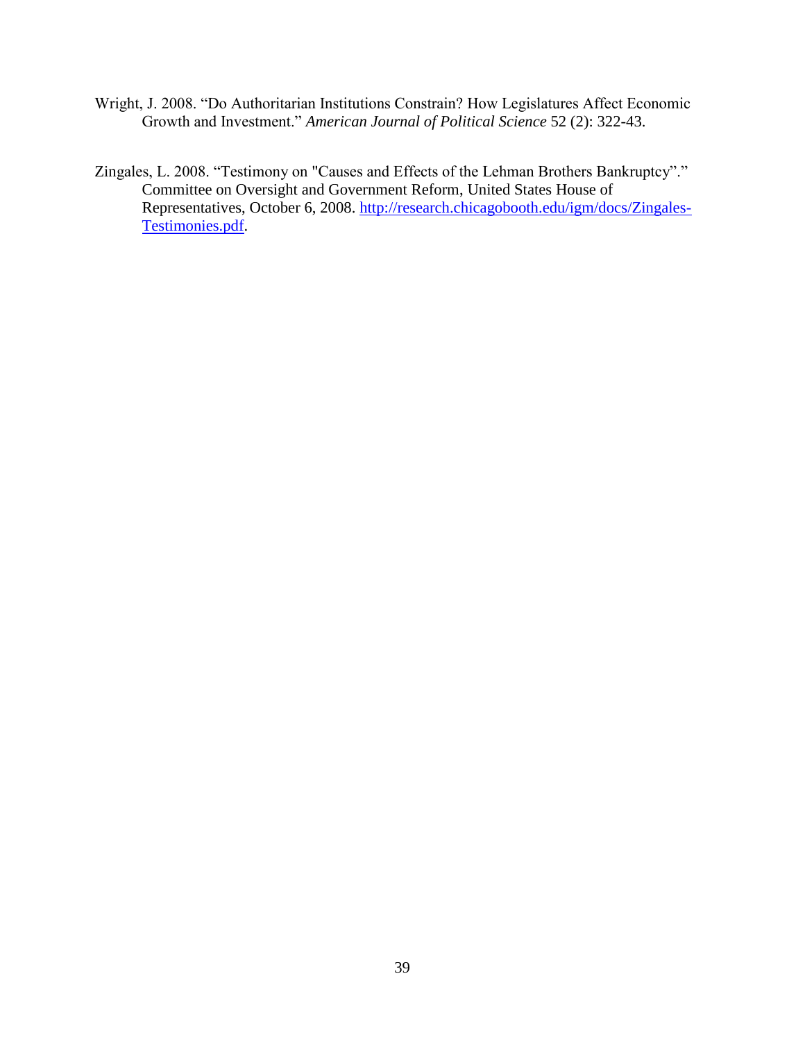Wright, J. 2008. “Do Authoritarian Institutions Constrain? How Legislatures Affect Economic Growth and Investment.” *American Journal of Political Science* 52 (2): 322-43.

Zingales, L. 2008. “Testimony on "Causes and Effects of the Lehman Brothers Bankruptcy”.” Committee on Oversight and Government Reform, United States House of Representatives, October 6, 2008. [http://research.chicagobooth.edu/igm/docs/Zingales-Testimonies.pdf](http://research.chicagobooth.edu/igm/docs/Zingales-Testimonies.pdf).